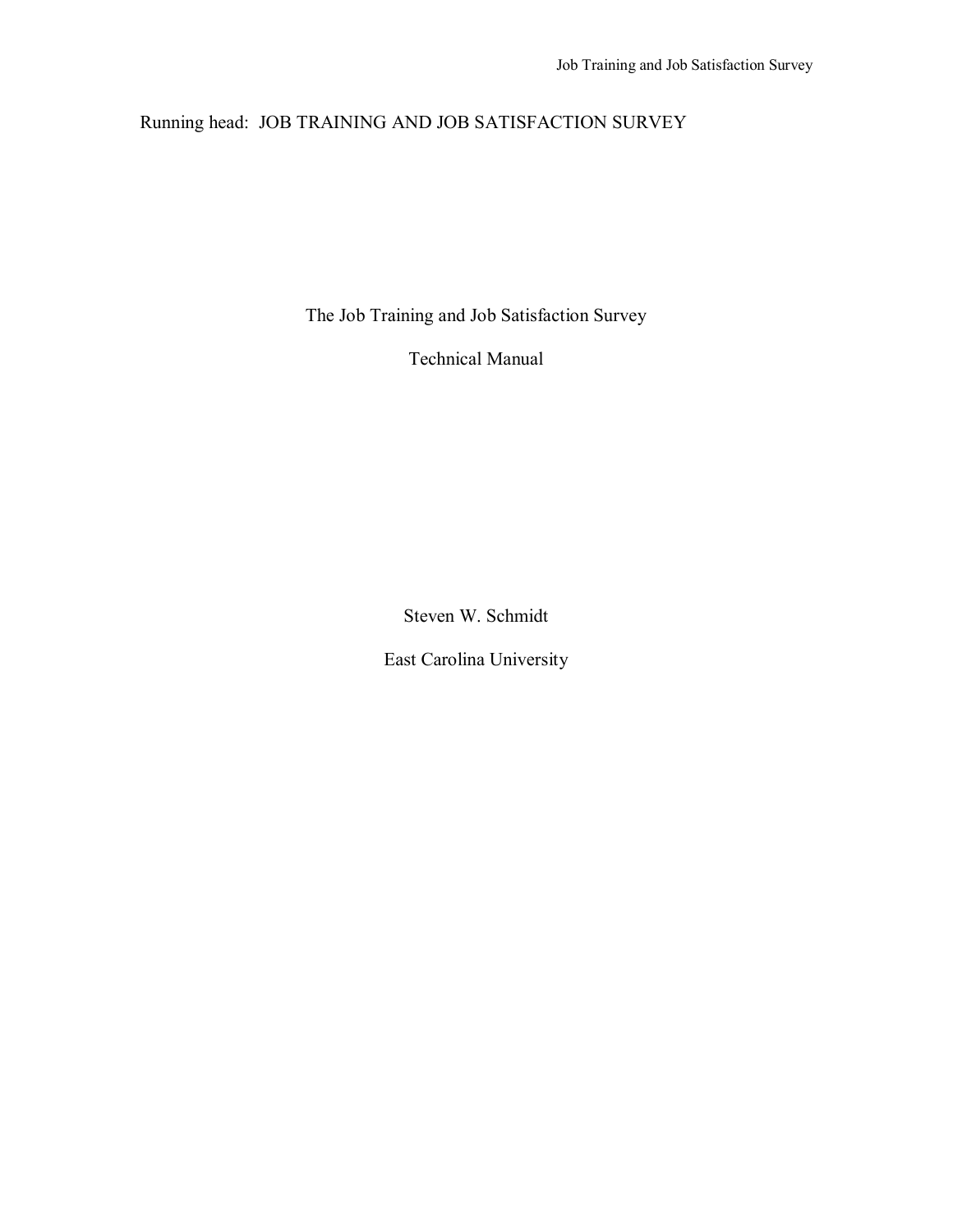Running head: JOB TRAINING AND JOB SATISFACTION SURVEY

# The Job Training and Job Satisfaction Survey

## Technical Manual

Steven W. Schmidt

East Carolina University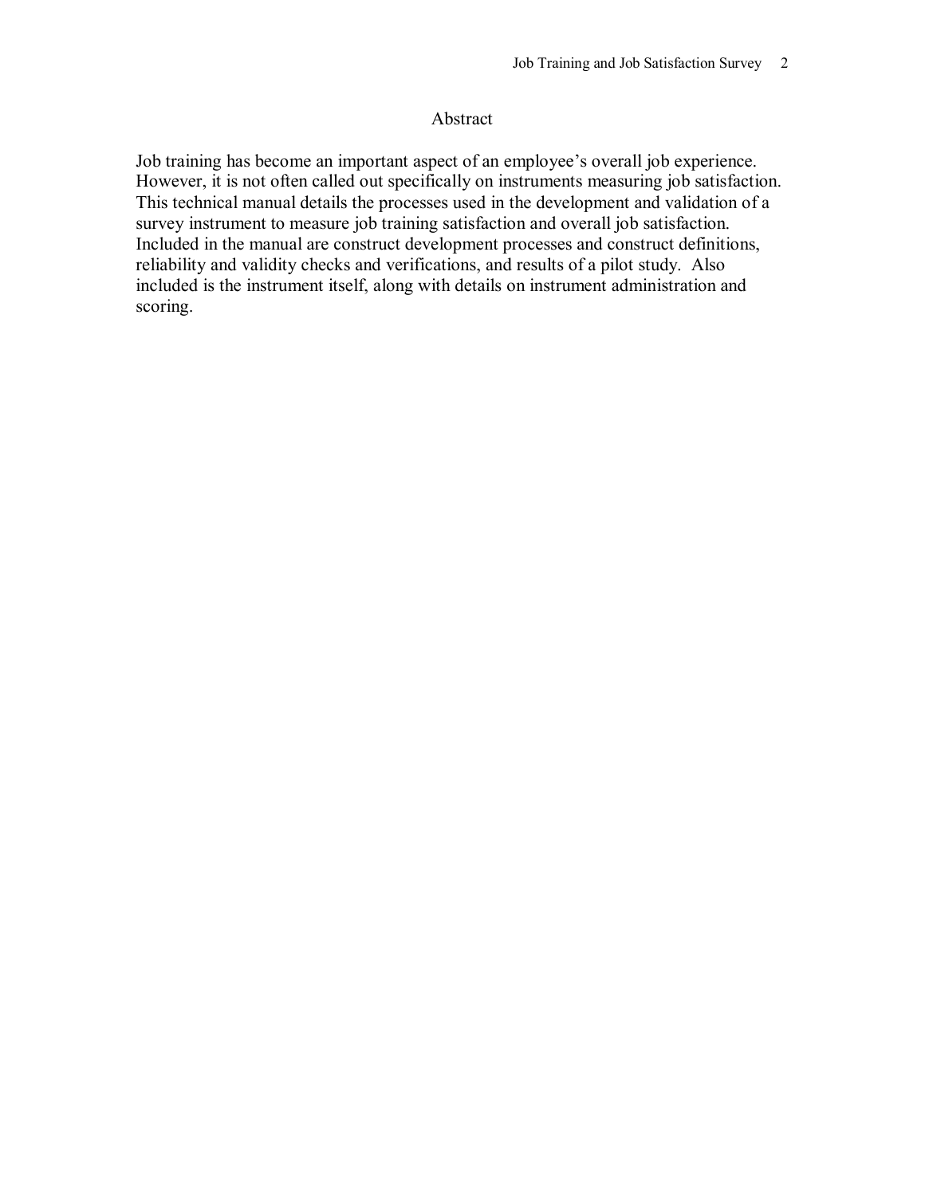# Abstract

Job training has become an important aspect of an employee's overall job experience. However, it is not often called out specifically on instruments measuring job satisfaction. This technical manual details the processes used in the development and validation of a survey instrument to measure job training satisfaction and overall job satisfaction. Included in the manual are construct development processes and construct definitions, reliability and validity checks and verifications, and results of a pilot study. Also included is the instrument itself, along with details on instrument administration and scoring.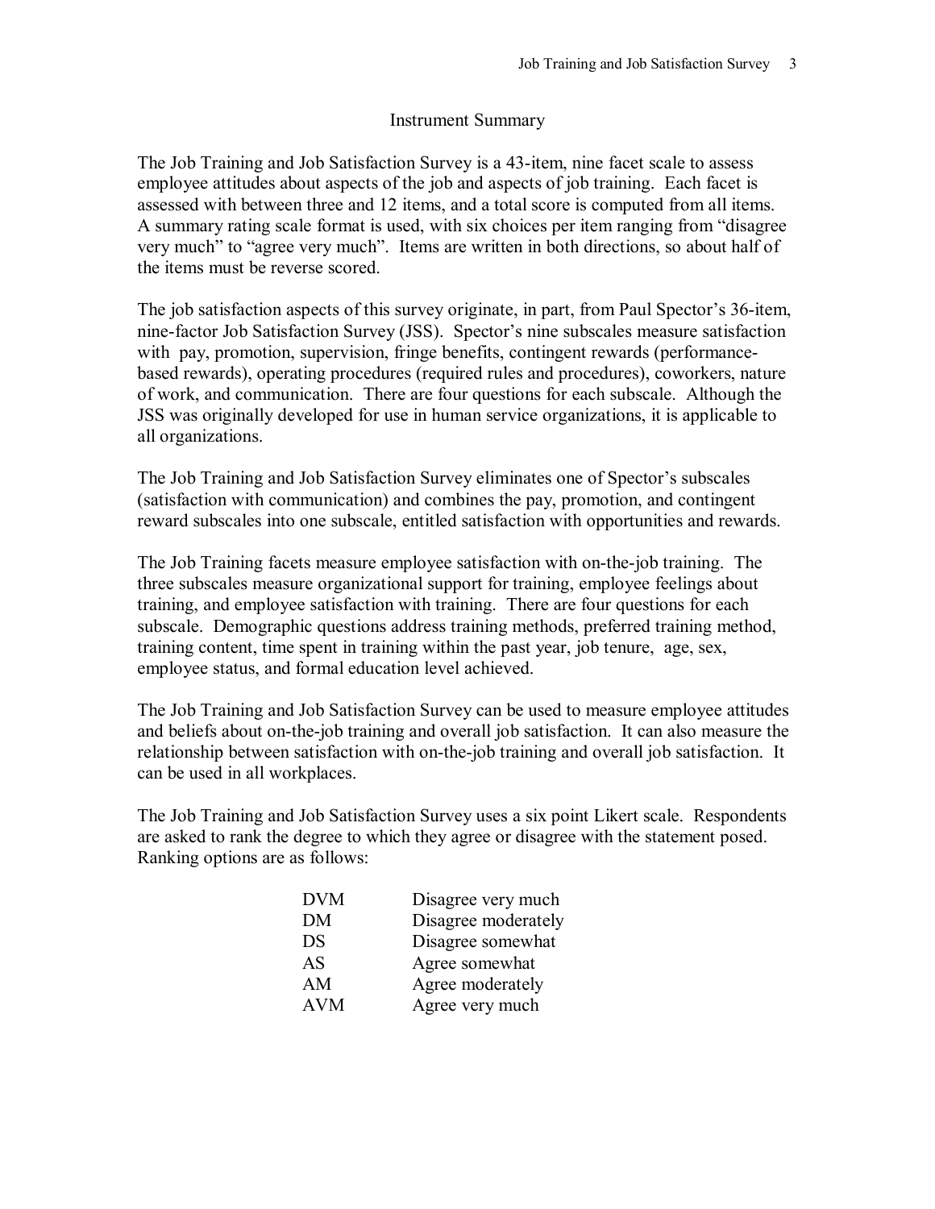## Instrument Summary

The Job Training and Job Satisfaction Survey is a 43-item, nine facet scale to assess employee attitudes about aspects of the job and aspects of job training. Each facet is assessed with between three and 12 items, and a total score is computed from all items. A summary rating scale format is used, with six choices per item ranging from "disagree very much" to "agree very much". Items are written in both directions, so about half of the items must be reverse scored.

The job satisfaction aspects of this survey originate, in part, from Paul Spector's 36-item, nine-factor Job Satisfaction Survey (JSS). Spector's nine subscales measure satisfaction with pay, promotion, supervision, fringe benefits, contingent rewards (performance-based rewards), operating procedures (required rules and procedures), coworkers, nature of work, and communication. There are four questions for each subscale. Although the JSS was originally developed for use in human service organizations, it is applicable to all organizations.

The Job Training and Job Satisfaction Survey eliminates one of Spector's subscales (satisfaction with communication) and combines the pay, promotion, and contingent reward subscales into one subscale, entitled satisfaction with opportunities and rewards.

The Job Training facets measure employee satisfaction with on-the-job training. The three subscales measure organizational support for training, employee feelings about training, and employee satisfaction with training. There are four questions for each subscale. Demographic questions address training methods, preferred training method, training content, time spent in training within the past year, job tenure, age, sex, employee status, and formal education level achieved.

The Job Training and Job Satisfaction Survey can be used to measure employee attitudes and beliefs about on-the-job training and overall job satisfaction. It can also measure the relationship between satisfaction with on-the-job training and overall job satisfaction. It can be used in all workplaces.

The Job Training and Job Satisfaction Survey uses a six point Likert scale. Respondents are asked to rank the degree to which they agree or disagree with the statement posed. Ranking options are as follows:

| | |
|---|---|
| DVM | Disagree very much |
| DM | Disagree moderately |
| DS | Disagree somewhat |
| AS | Agree somewhat |
| AM | Agree moderately |
| AVM | Agree very much |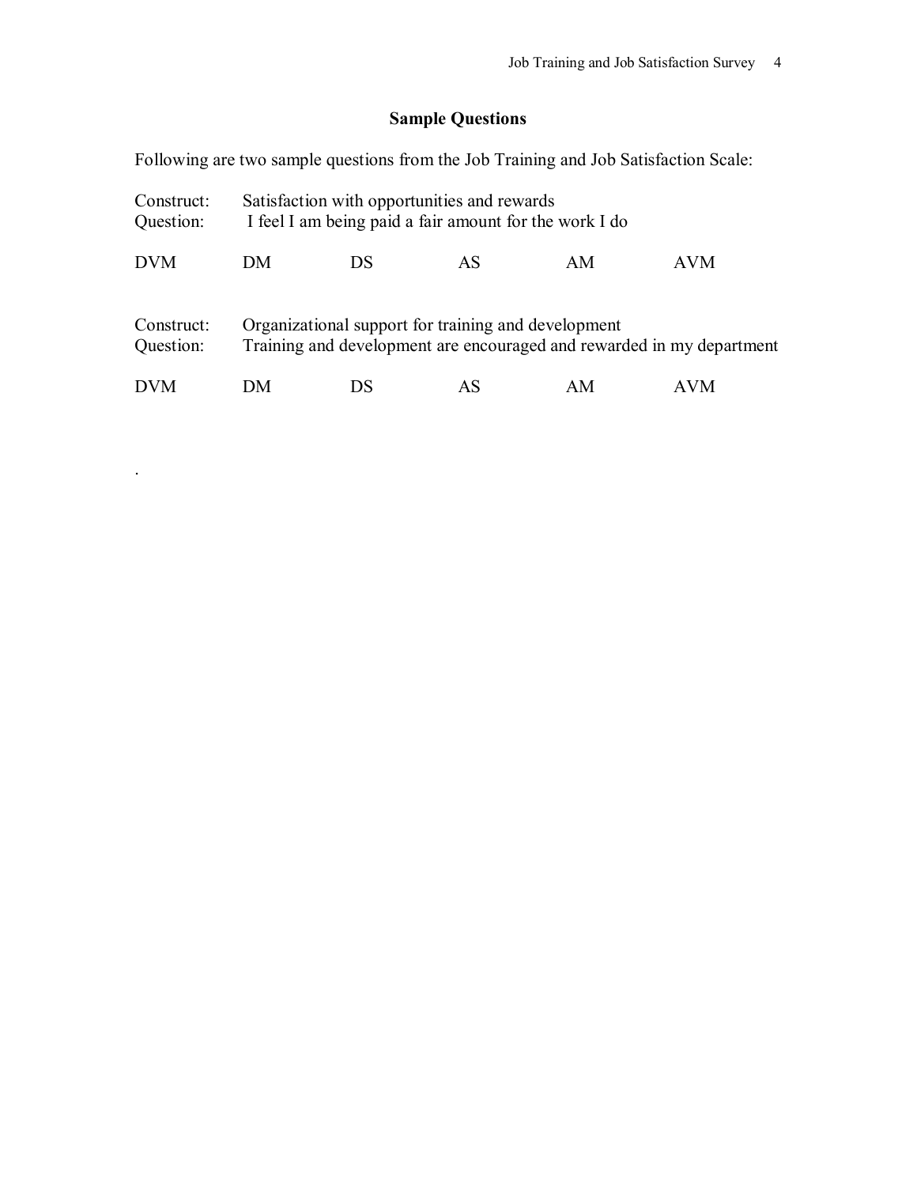## Sample Questions

Following are two sample questions from the Job Training and Job Satisfaction Scale:

Construct: Satisfaction with opportunities and rewards
Question: I feel I am being paid a fair amount for the work I do

| DVM | DM | DS | AS | AM | AVM |
|---|---|---|---|---|---|

Construct: Organizational support for training and development
Question: Training and development are encouraged and rewarded in my department

| DVM | DM | DS | AS | AM | AVM |
|---|---|---|---|---|---|

.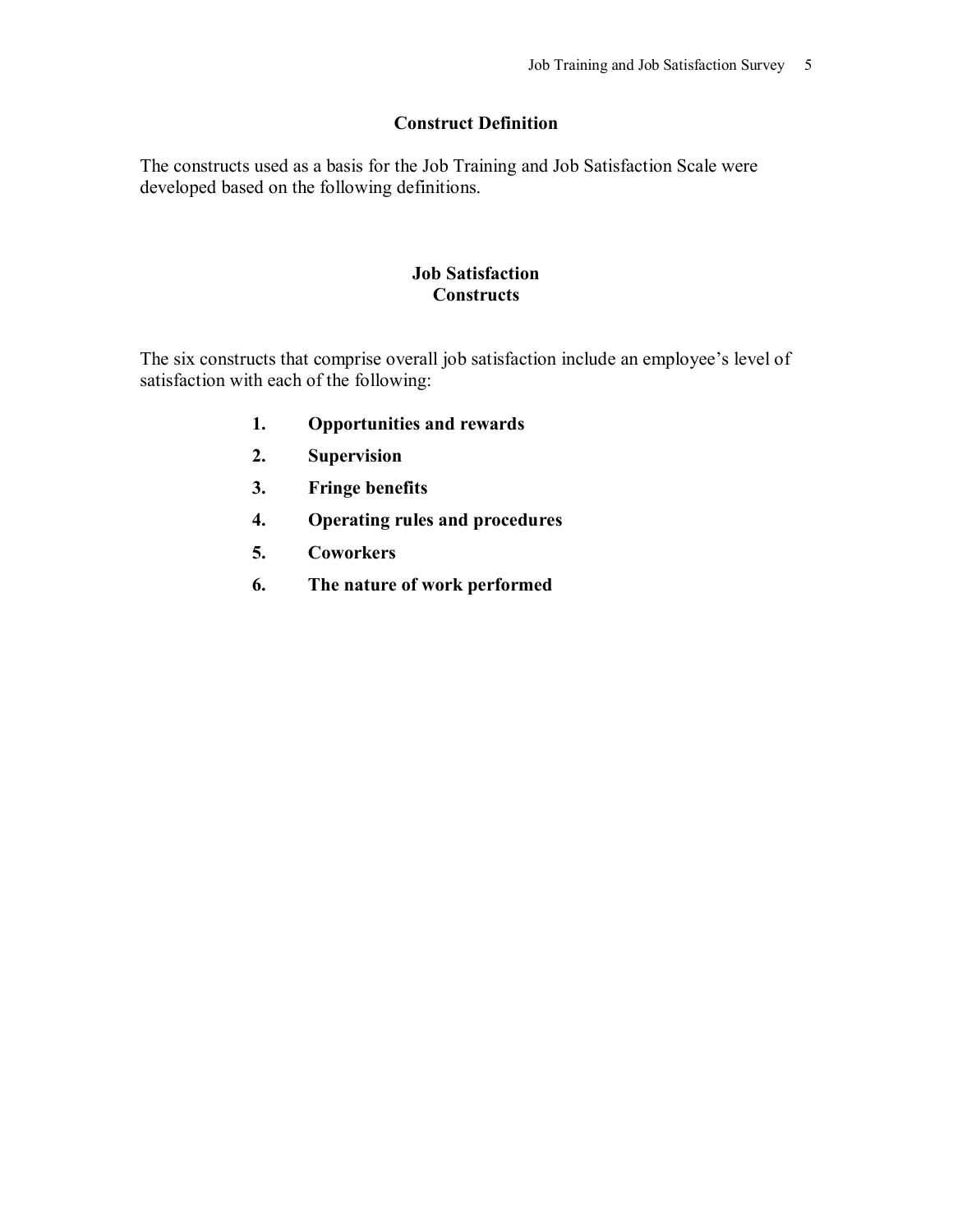## Construct Definition

The constructs used as a basis for the Job Training and Job Satisfaction Scale were developed based on the following definitions.

### Job Satisfaction Constructs

The six constructs that comprise overall job satisfaction include an employee's level of satisfaction with each of the following:

1. **Opportunities and rewards**
2. **Supervision**
3. **Fringe benefits**
4. **Operating rules and procedures**
5. **Coworkers**
6. **The nature of work performed**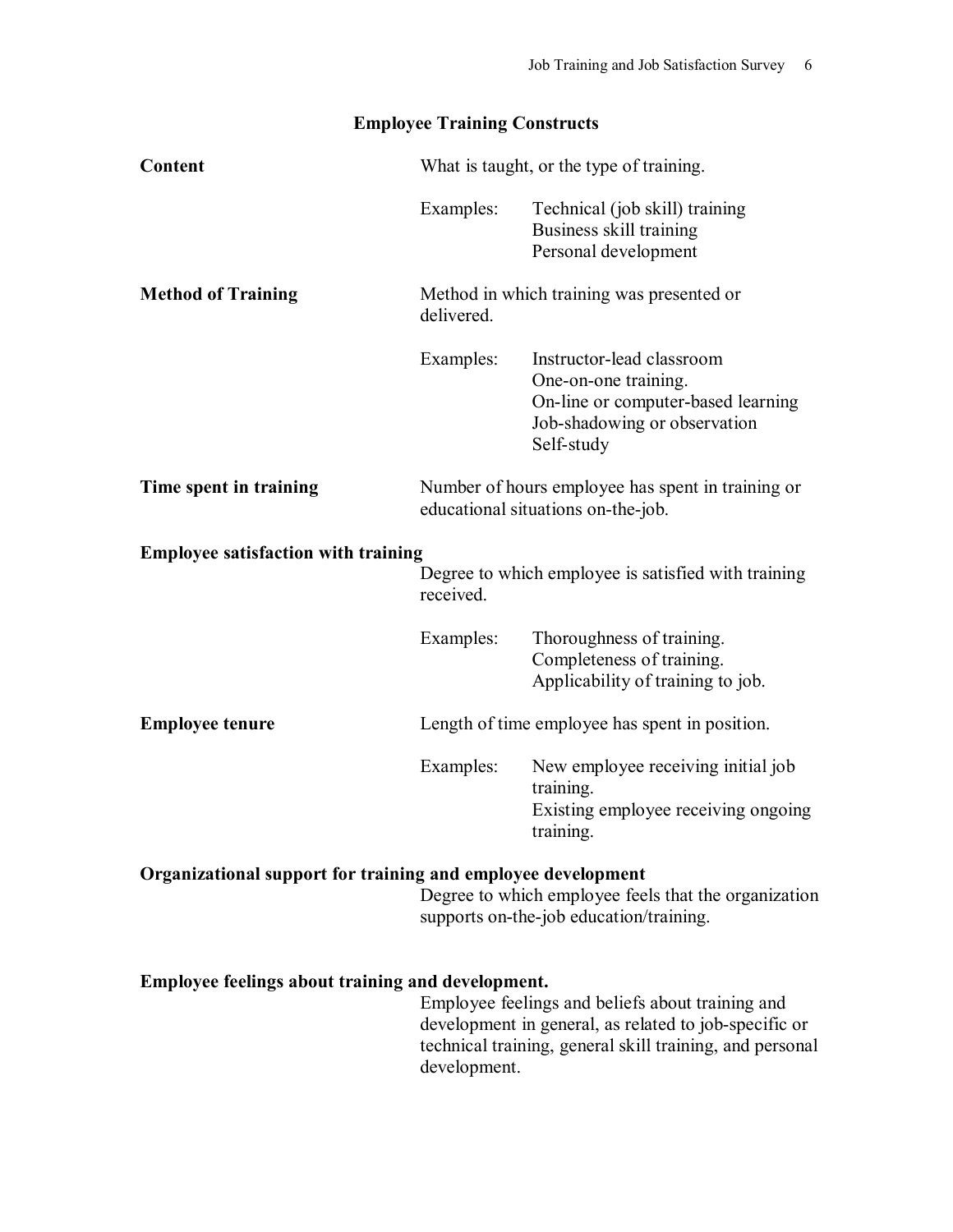## Employee Training Constructs

**Content**

What is taught, or the type of training.

Examples:
- Technical (job skill) training
- Business skill training
- Personal development

**Method of Training**

Method in which training was presented or delivered.

Examples:
- Instructor-lead classroom
- One-on-one training.
- On-line or computer-based learning
- Job-shadowing or observation
- Self-study

**Time spent in training**

Number of hours employee has spent in training or educational situations on-the-job.

**Employee satisfaction with training**

Degree to which employee is satisfied with training received.

Examples:
- Thoroughness of training.
- Completeness of training.
- Applicability of training to job.

**Employee tenure**

Length of time employee has spent in position.

Examples:
- New employee receiving initial job training.
- Existing employee receiving ongoing training.

**Organizational support for training and employee development**

Degree to which employee feels that the organization supports on-the-job education/training.

**Employee feelings about training and development.**

Employee feelings and beliefs about training and development in general, as related to job-specific or technical training, general skill training, and personal development.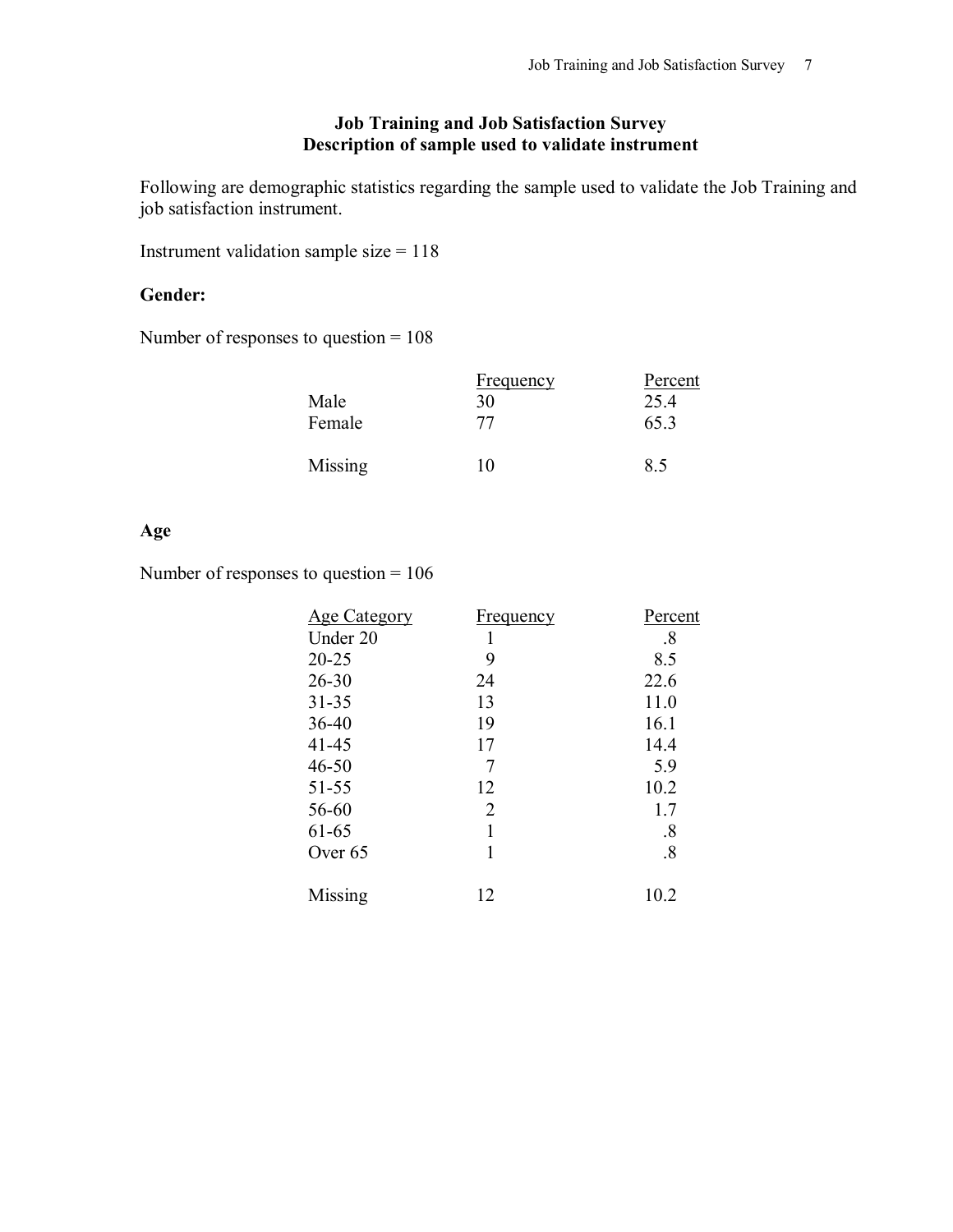**Job Training and Job Satisfaction Survey**
**Description of sample used to validate instrument**

Following are demographic statistics regarding the sample used to validate the Job Training and job satisfaction instrument.

Instrument validation sample size = 118

**Gender:**

Number of responses to question = 108

| | Frequency | Percent |
|---|---|---|
| Male | 30 | 25.4 |
| Female | 77 | 65.3 |
| | | |
| Missing | 10 | 8.5 |

**Age**

Number of responses to question = 106

| Age Category | Frequency | Percent |
|---|---|---|
| Under 20 | 1 | .8 |
| 20-25 | 9 | 8.5 |
| 26-30 | 24 | 22.6 |
| 31-35 | 13 | 11.0 |
| 36-40 | 19 | 16.1 |
| 41-45 | 17 | 14.4 |
| 46-50 | 7 | 5.9 |
| 51-55 | 12 | 10.2 |
| 56-60 | 2 | 1.7 |
| 61-65 | 1 | .8 |
| Over 65 | 1 | .8 |
| | | |
| Missing | 12 | 10.2 |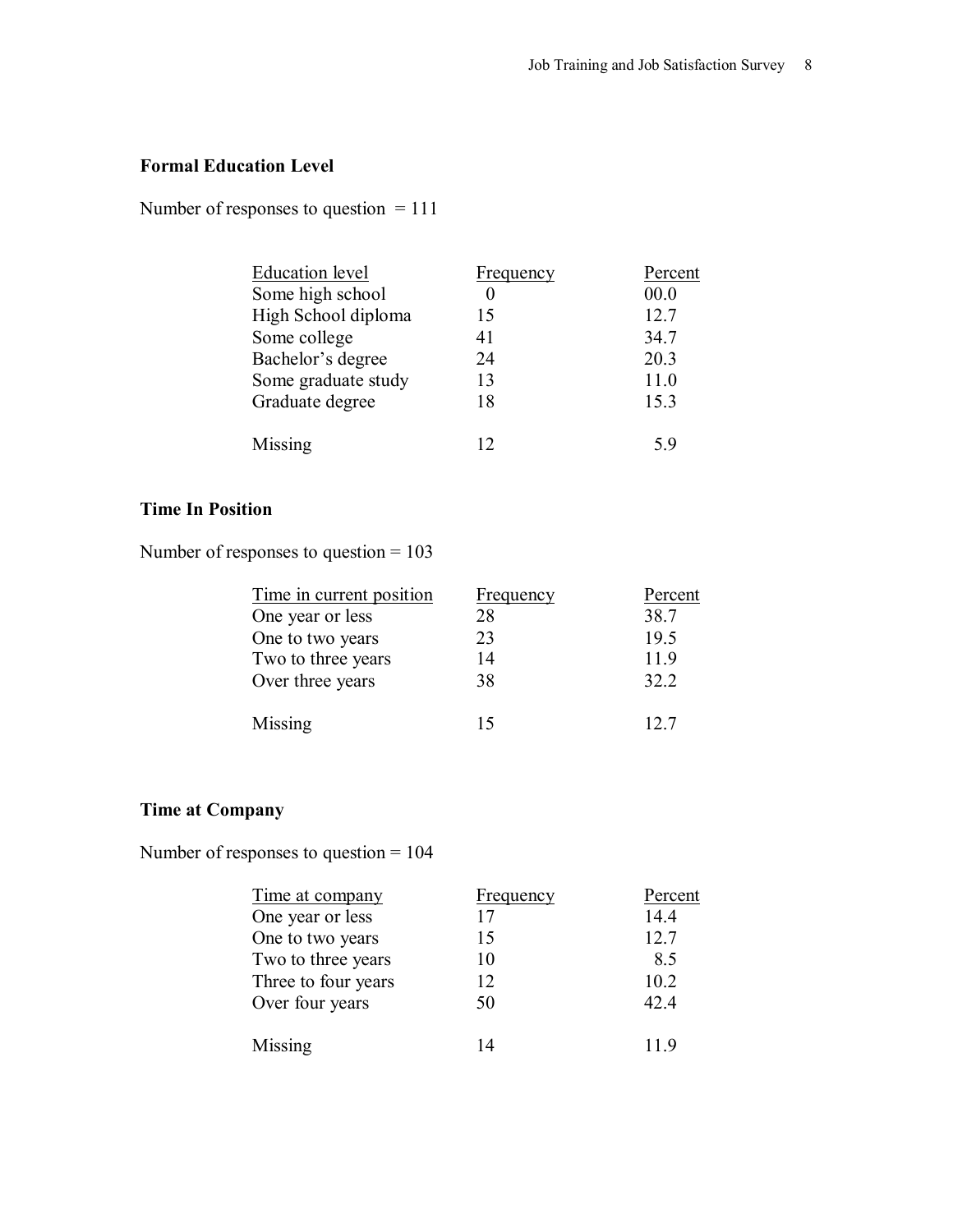**Formal Education Level**

Number of responses to question = 111

| Education level | Frequency | Percent |
|---|---|---|
| Some high school | 0 | 00.0 |
| High School diploma | 15 | 12.7 |
| Some college | 41 | 34.7 |
| Bachelor's degree | 24 | 20.3 |
| Some graduate study | 13 | 11.0 |
| Graduate degree | 18 | 15.3 |
| Missing | 12 | 5.9 |

**Time In Position**

Number of responses to question = 103

| Time in current position | Frequency | Percent |
|---|---|---|
| One year or less | 28 | 38.7 |
| One to two years | 23 | 19.5 |
| Two to three years | 14 | 11.9 |
| Over three years | 38 | 32.2 |
| Missing | 15 | 12.7 |

**Time at Company**

Number of responses to question = 104

| Time at company | Frequency | Percent |
|---|---|---|
| One year or less | 17 | 14.4 |
| One to two years | 15 | 12.7 |
| Two to three years | 10 | 8.5 |
| Three to four years | 12 | 10.2 |
| Over four years | 50 | 42.4 |
| Missing | 14 | 11.9 |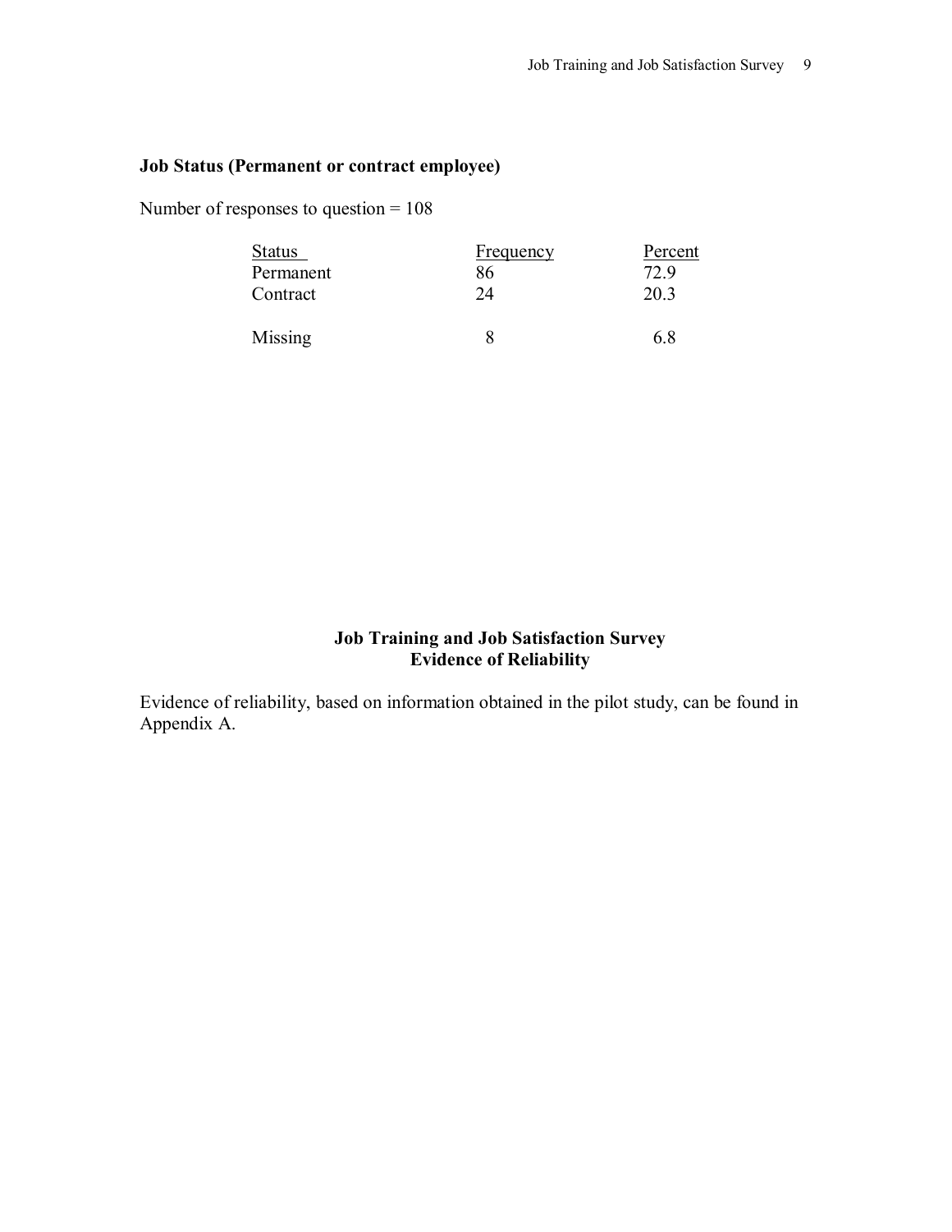**Job Status (Permanent or contract employee)**

Number of responses to question = 108

| Status | Frequency | Percent |
|---|---|---|
| Permanent | 86 | 72.9 |
| Contract | 24 | 20.3 |
| Missing | 8 | 6.8 |

## Job Training and Job Satisfaction Survey
## Evidence of Reliability

Evidence of reliability, based on information obtained in the pilot study, can be found in Appendix A.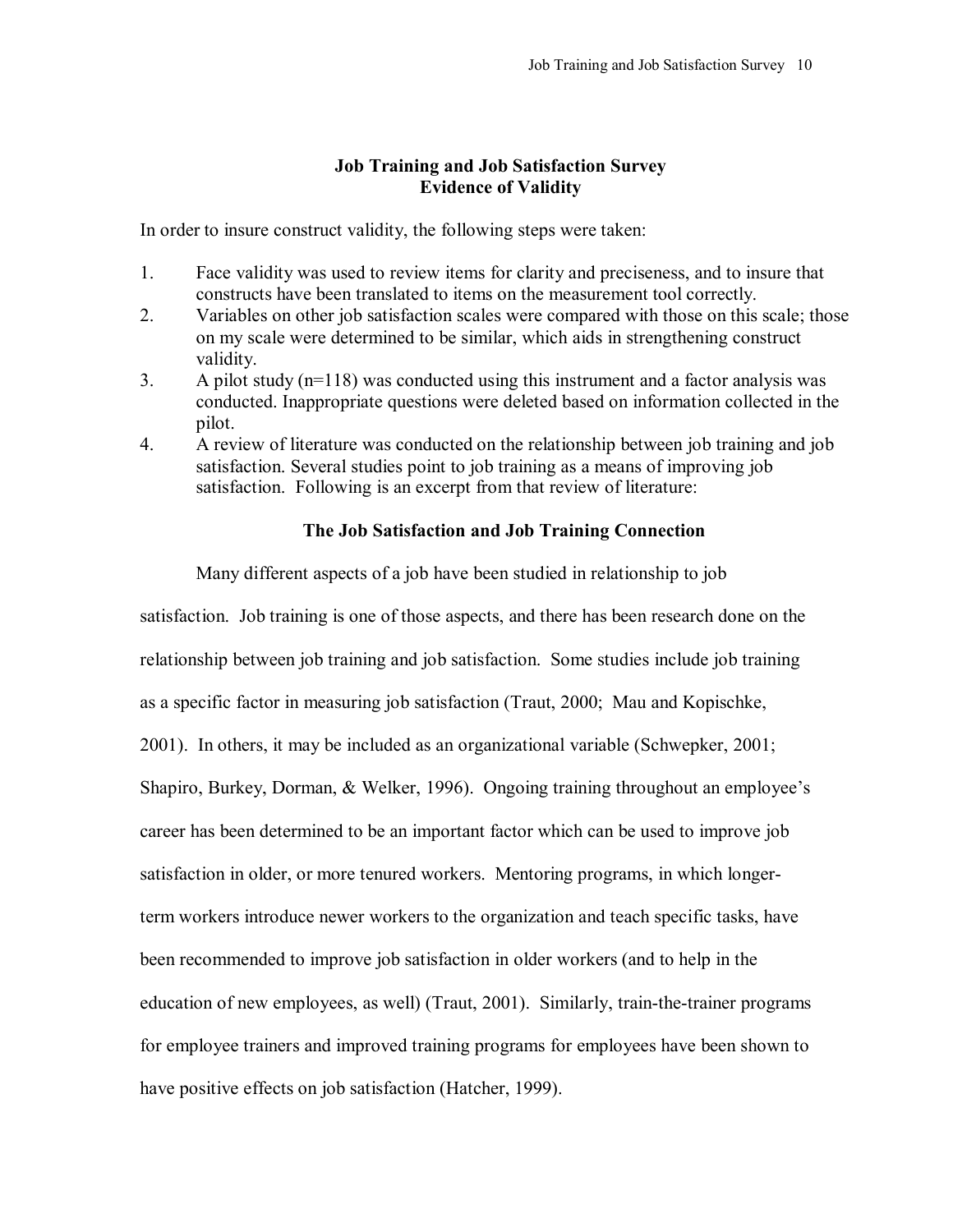## Job Training and Job Satisfaction Survey
## Evidence of Validity

In order to insure construct validity, the following steps were taken:

1. Face validity was used to review items for clarity and preciseness, and to insure that constructs have been translated to items on the measurement tool correctly.
2. Variables on other job satisfaction scales were compared with those on this scale; those on my scale were determined to be similar, which aids in strengthening construct validity.
3. A pilot study (n=118) was conducted using this instrument and a factor analysis was conducted. Inappropriate questions were deleted based on information collected in the pilot.
4. A review of literature was conducted on the relationship between job training and job satisfaction. Several studies point to job training as a means of improving job satisfaction. Following is an excerpt from that review of literature:

### The Job Satisfaction and Job Training Connection

Many different aspects of a job have been studied in relationship to job satisfaction. Job training is one of those aspects, and there has been research done on the relationship between job training and job satisfaction. Some studies include job training as a specific factor in measuring job satisfaction (Traut, 2000; Mau and Kopischke, 2001). In others, it may be included as an organizational variable (Schwepker, 2001; Shapiro, Burkey, Dorman, & Welker, 1996). Ongoing training throughout an employee's career has been determined to be an important factor which can be used to improve job satisfaction in older, or more tenured workers. Mentoring programs, in which longer-term workers introduce newer workers to the organization and teach specific tasks, have been recommended to improve job satisfaction in older workers (and to help in the education of new employees, as well) (Traut, 2001). Similarly, train-the-trainer programs for employee trainers and improved training programs for employees have been shown to have positive effects on job satisfaction (Hatcher, 1999).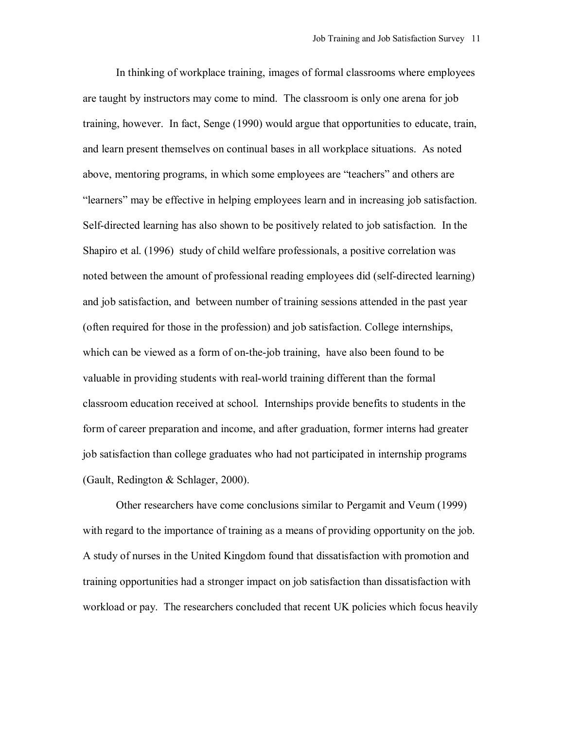In thinking of workplace training, images of formal classrooms where employees are taught by instructors may come to mind. The classroom is only one arena for job training, however. In fact, Senge (1990) would argue that opportunities to educate, train, and learn present themselves on continual bases in all workplace situations. As noted above, mentoring programs, in which some employees are "teachers" and others are "learners" may be effective in helping employees learn and in increasing job satisfaction. Self-directed learning has also shown to be positively related to job satisfaction. In the Shapiro et al. (1996) study of child welfare professionals, a positive correlation was noted between the amount of professional reading employees did (self-directed learning) and job satisfaction, and between number of training sessions attended in the past year (often required for those in the profession) and job satisfaction. College internships, which can be viewed as a form of on-the-job training, have also been found to be valuable in providing students with real-world training different than the formal classroom education received at school. Internships provide benefits to students in the form of career preparation and income, and after graduation, former interns had greater job satisfaction than college graduates who had not participated in internship programs (Gault, Redington & Schlager, 2000).

Other researchers have come conclusions similar to Pergamit and Veum (1999) with regard to the importance of training as a means of providing opportunity on the job. A study of nurses in the United Kingdom found that dissatisfaction with promotion and training opportunities had a stronger impact on job satisfaction than dissatisfaction with workload or pay. The researchers concluded that recent UK policies which focus heavily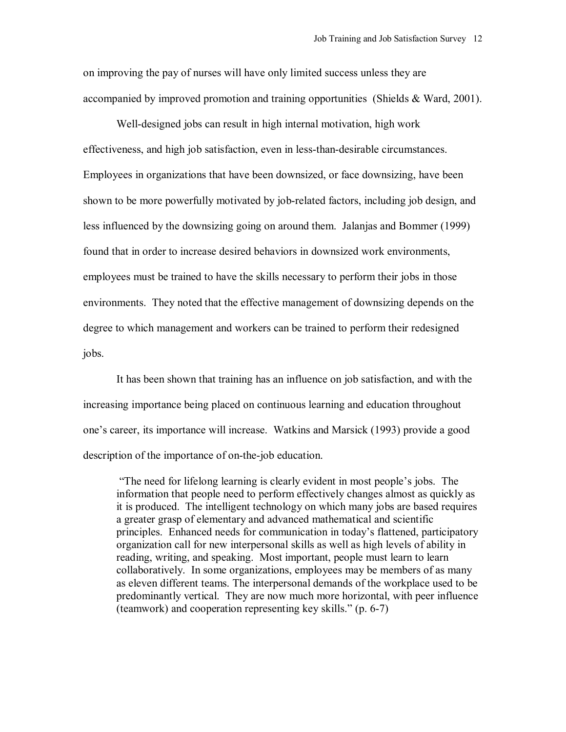on improving the pay of nurses will have only limited success unless they are accompanied by improved promotion and training opportunities (Shields & Ward, 2001).

Well-designed jobs can result in high internal motivation, high work effectiveness, and high job satisfaction, even in less-than-desirable circumstances. Employees in organizations that have been downsized, or face downsizing, have been shown to be more powerfully motivated by job-related factors, including job design, and less influenced by the downsizing going on around them. Jalanjas and Bommer (1999) found that in order to increase desired behaviors in downsized work environments, employees must be trained to have the skills necessary to perform their jobs in those environments. They noted that the effective management of downsizing depends on the degree to which management and workers can be trained to perform their redesigned jobs.

It has been shown that training has an influence on job satisfaction, and with the increasing importance being placed on continuous learning and education throughout one's career, its importance will increase. Watkins and Marsick (1993) provide a good description of the importance of on-the-job education.

> "The need for lifelong learning is clearly evident in most people's jobs. The information that people need to perform effectively changes almost as quickly as it is produced. The intelligent technology on which many jobs are based requires a greater grasp of elementary and advanced mathematical and scientific principles. Enhanced needs for communication in today's flattened, participatory organization call for new interpersonal skills as well as high levels of ability in reading, writing, and speaking. Most important, people must learn to learn collaboratively. In some organizations, employees may be members of as many as eleven different teams. The interpersonal demands of the workplace used to be predominantly vertical. They are now much more horizontal, with peer influence (teamwork) and cooperation representing key skills." (p. 6-7)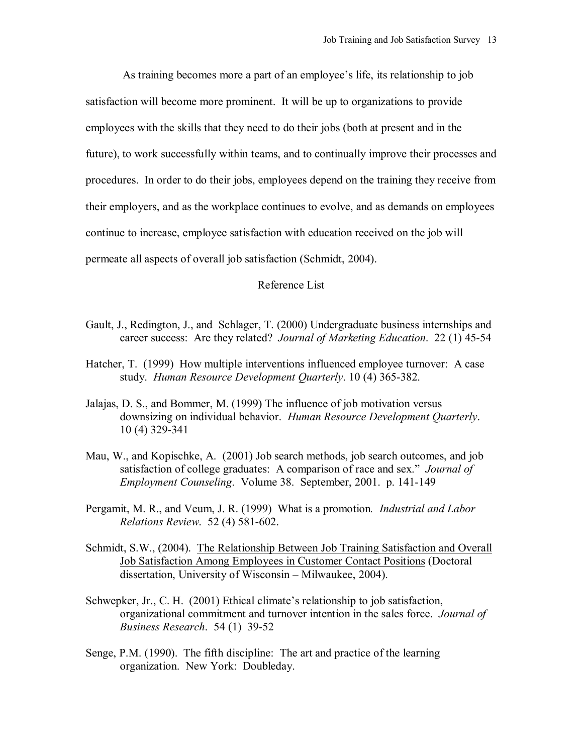As training becomes more a part of an employee's life, its relationship to job satisfaction will become more prominent. It will be up to organizations to provide employees with the skills that they need to do their jobs (both at present and in the future), to work successfully within teams, and to continually improve their processes and procedures. In order to do their jobs, employees depend on the training they receive from their employers, and as the workplace continues to evolve, and as demands on employees continue to increase, employee satisfaction with education received on the job will permeate all aspects of overall job satisfaction (Schmidt, 2004).

## Reference List

Gault, J., Redington, J., and Schlager, T. (2000) Undergraduate business internships and career success: Are they related? *Journal of Marketing Education*. 22 (1) 45-54

Hatcher, T. (1999) How multiple interventions influenced employee turnover: A case study. *Human Resource Development Quarterly*. 10 (4) 365-382.

Jalajas, D. S., and Bommer, M. (1999) The influence of job motivation versus downsizing on individual behavior. *Human Resource Development Quarterly*. 10 (4) 329-341

Mau, W., and Kopischke, A. (2001) Job search methods, job search outcomes, and job satisfaction of college graduates: A comparison of race and sex." *Journal of Employment Counseling*. Volume 38. September, 2001. p. 141-149

Pergamit, M. R., and Veum, J. R. (1999) What is a promotion. *Industrial and Labor Relations Review*. 52 (4) 581-602.

Schmidt, S.W., (2004). <u>The Relationship Between Job Training Satisfaction and Overall Job Satisfaction Among Employees in Customer Contact Positions</u> (Doctoral dissertation, University of Wisconsin – Milwaukee, 2004).

Schwepker, Jr., C. H. (2001) Ethical climate's relationship to job satisfaction, organizational commitment and turnover intention in the sales force. *Journal of Business Research*. 54 (1) 39-52

Senge, P.M. (1990). The fifth discipline: The art and practice of the learning organization. New York: Doubleday.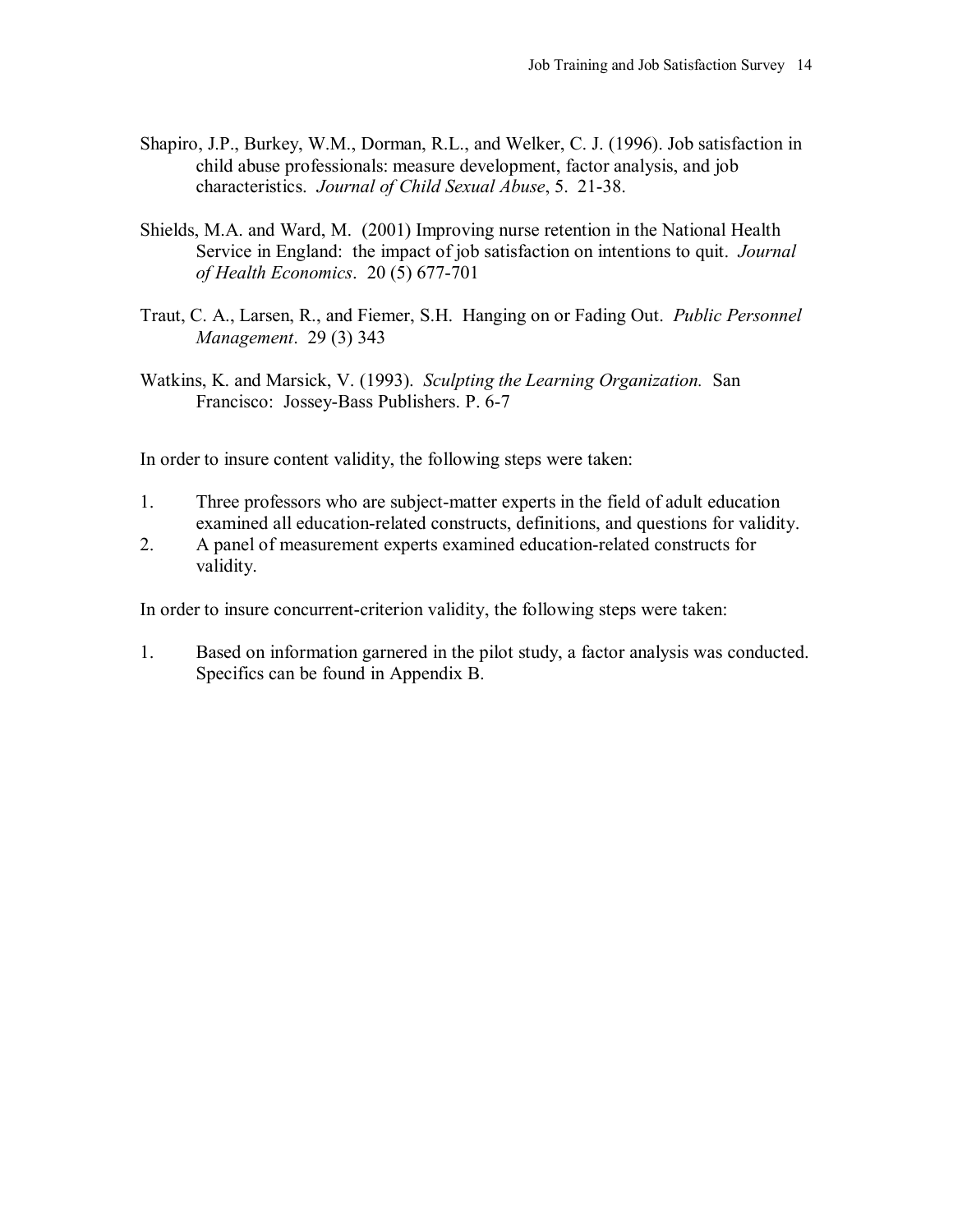Shapiro, J.P., Burkey, W.M., Dorman, R.L., and Welker, C. J. (1996). Job satisfaction in child abuse professionals: measure development, factor analysis, and job characteristics. *Journal of Child Sexual Abuse*, 5. 21-38.

Shields, M.A. and Ward, M. (2001) Improving nurse retention in the National Health Service in England: the impact of job satisfaction on intentions to quit. *Journal of Health Economics*. 20 (5) 677-701

Traut, C. A., Larsen, R., and Fiemer, S.H. Hanging on or Fading Out. *Public Personnel Management*. 29 (3) 343

Watkins, K. and Marsick, V. (1993). *Sculpting the Learning Organization.* San Francisco: Jossey-Bass Publishers. P. 6-7

In order to insure content validity, the following steps were taken:

1. Three professors who are subject-matter experts in the field of adult education examined all education-related constructs, definitions, and questions for validity.
2. A panel of measurement experts examined education-related constructs for validity.

In order to insure concurrent-criterion validity, the following steps were taken:

1. Based on information garnered in the pilot study, a factor analysis was conducted. Specifics can be found in Appendix B.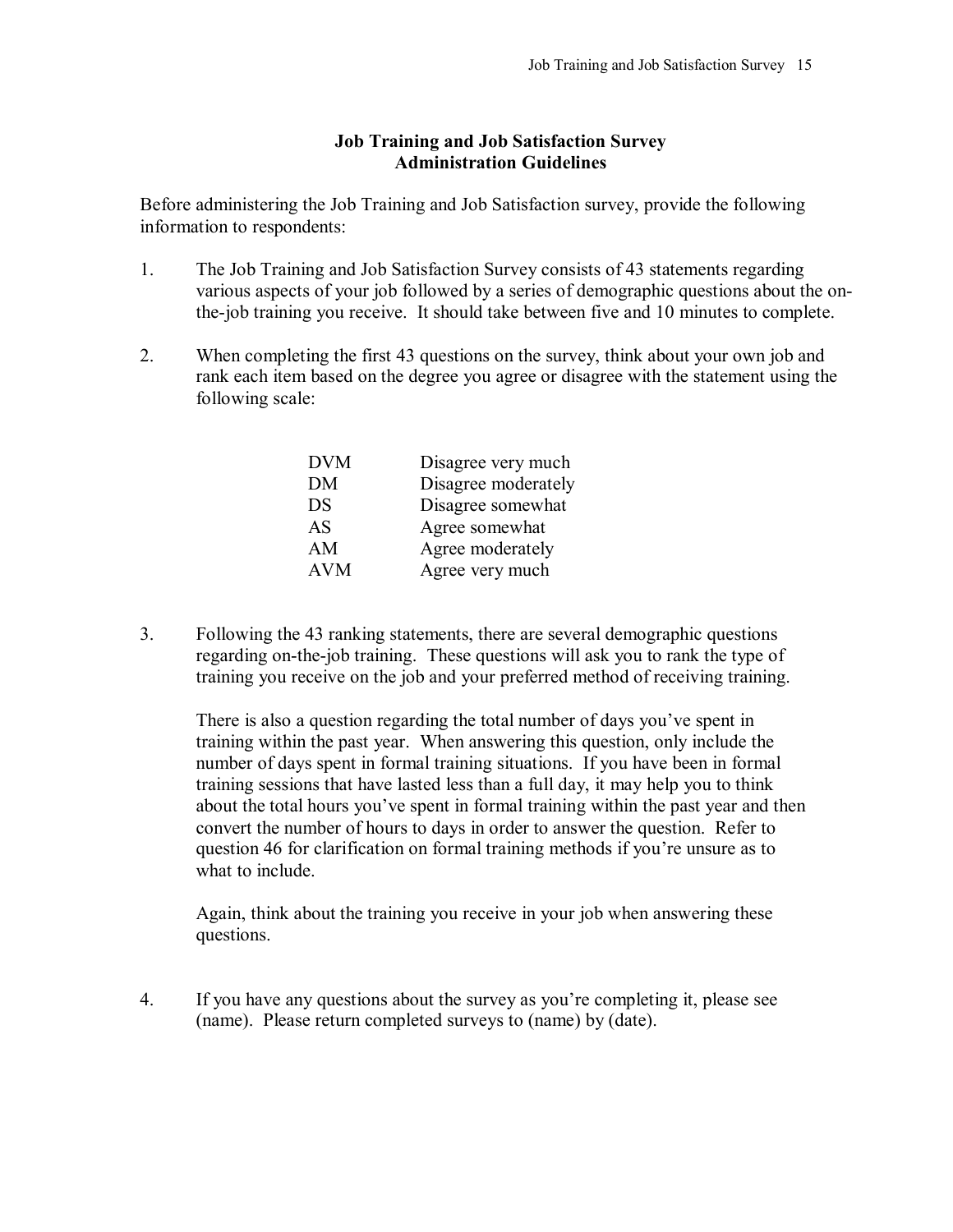# Job Training and Job Satisfaction Survey
## Administration Guidelines

Before administering the Job Training and Job Satisfaction survey, provide the following information to respondents:

1. The Job Training and Job Satisfaction Survey consists of 43 statements regarding various aspects of your job followed by a series of demographic questions about the on-the-job training you receive. It should take between five and 10 minutes to complete.

2. When completing the first 43 questions on the survey, think about your own job and rank each item based on the degree you agree or disagree with the statement using the following scale:

| | |
|---|---|
| DVM | Disagree very much |
| DM | Disagree moderately |
| DS | Disagree somewhat |
| AS | Agree somewhat |
| AM | Agree moderately |
| AVM | Agree very much |

3. Following the 43 ranking statements, there are several demographic questions regarding on-the-job training. These questions will ask you to rank the type of training you receive on the job and your preferred method of receiving training.

   There is also a question regarding the total number of days you've spent in training within the past year. When answering this question, only include the number of days spent in formal training situations. If you have been in formal training sessions that have lasted less than a full day, it may help you to think about the total hours you've spent in formal training within the past year and then convert the number of hours to days in order to answer the question. Refer to question 46 for clarification on formal training methods if you're unsure as to what to include.

   Again, think about the training you receive in your job when answering these questions.

4. If you have any questions about the survey as you're completing it, please see (name). Please return completed surveys to (name) by (date).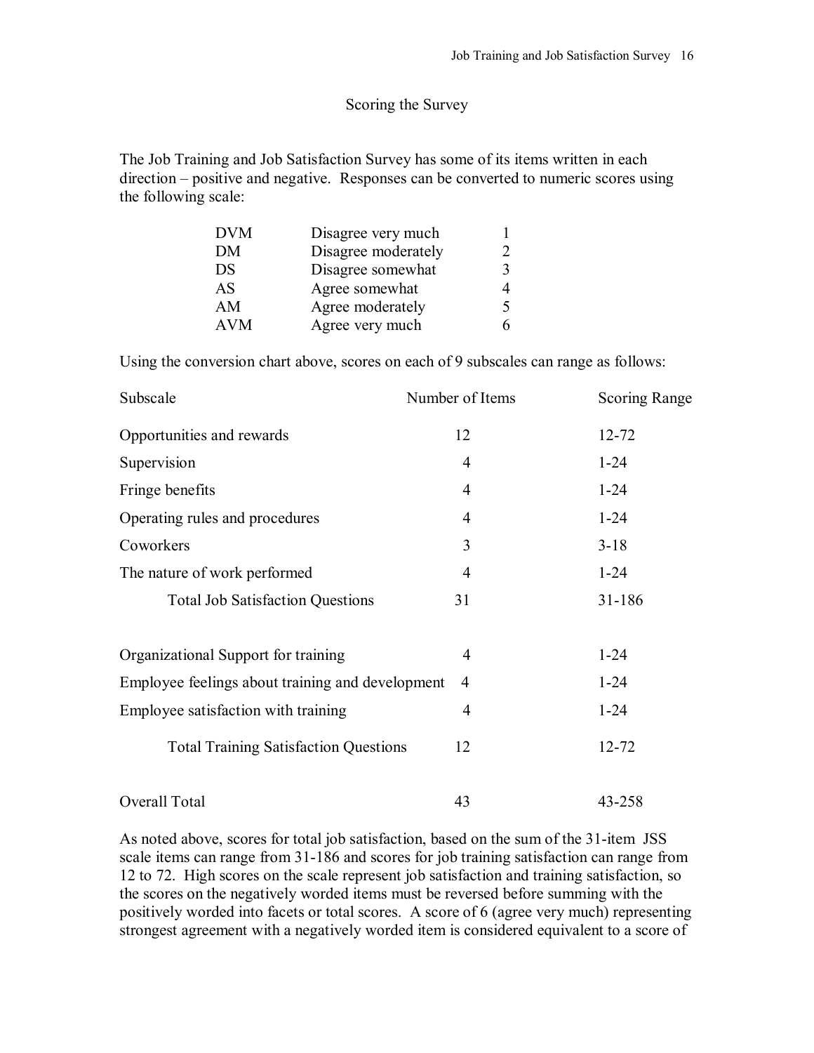## Scoring the Survey

The Job Training and Job Satisfaction Survey has some of its items written in each direction – positive and negative. Responses can be converted to numeric scores using the following scale:

| | | |
|---|---|---|
| DVM | Disagree very much | 1 |
| DM | Disagree moderately | 2 |
| DS | Disagree somewhat | 3 |
| AS | Agree somewhat | 4 |
| AM | Agree moderately | 5 |
| AVM | Agree very much | 6 |

Using the conversion chart above, scores on each of 9 subscales can range as follows:

| Subscale | Number of Items | Scoring Range |
|---|---|---|
| Opportunities and rewards | 12 | 12-72 |
| Supervision | 4 | 1-24 |
| Fringe benefits | 4 | 1-24 |
| Operating rules and procedures | 4 | 1-24 |
| Coworkers | 3 | 3-18 |
| The nature of work performed | 4 | 1-24 |
| Total Job Satisfaction Questions | 31 | 31-186 |
| | | |
| Organizational Support for training | 4 | 1-24 |
| Employee feelings about training and development | 4 | 1-24 |
| Employee satisfaction with training | 4 | 1-24 |
| Total Training Satisfaction Questions | 12 | 12-72 |
| | | |
| Overall Total | 43 | 43-258 |

As noted above, scores for total job satisfaction, based on the sum of the 31-item JSS scale items can range from 31-186 and scores for job training satisfaction can range from 12 to 72. High scores on the scale represent job satisfaction and training satisfaction, so the scores on the negatively worded items must be reversed before summing with the positively worded into facets or total scores. A score of 6 (agree very much) representing strongest agreement with a negatively worded item is considered equivalent to a score of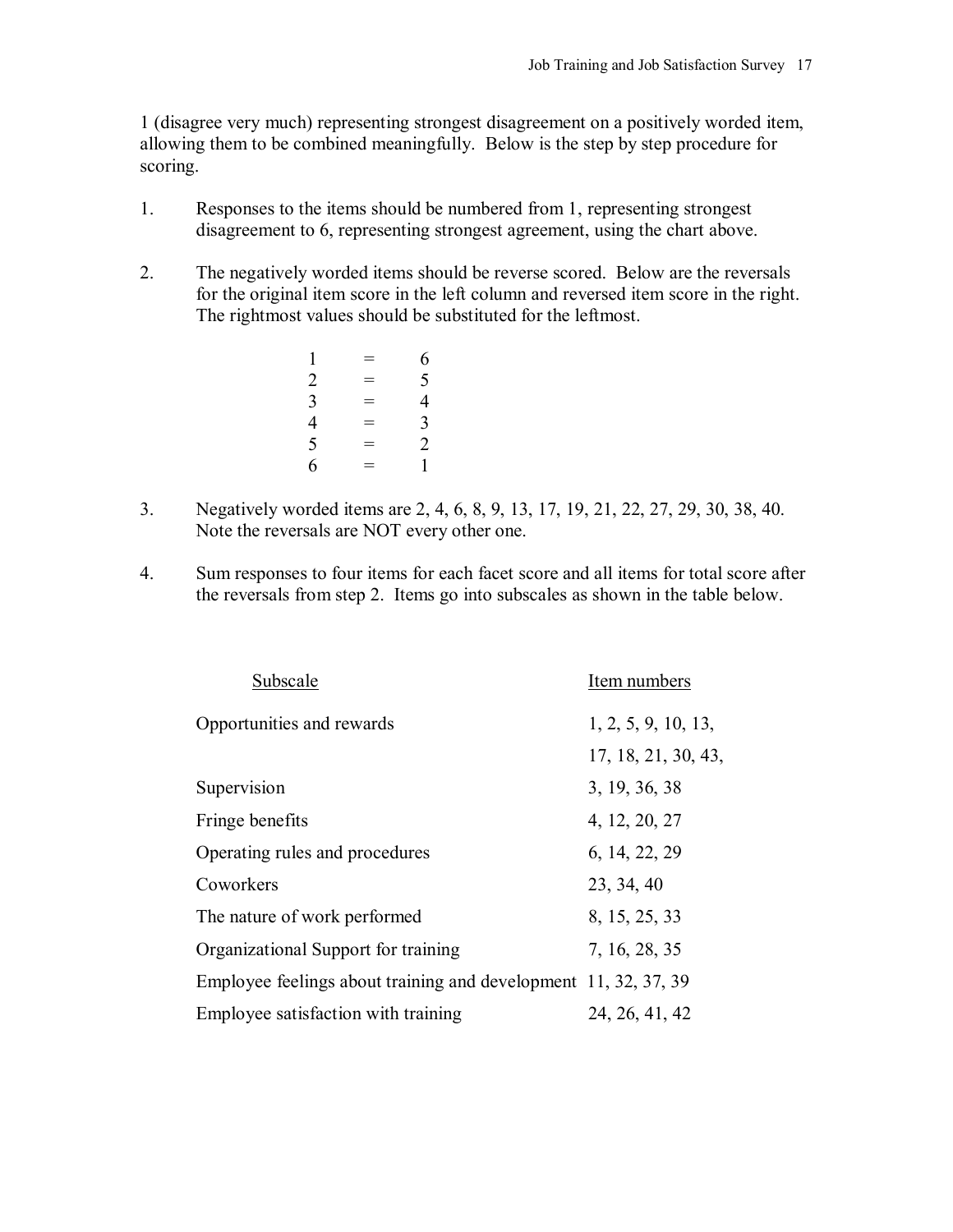1 (disagree very much) representing strongest disagreement on a positively worded item, allowing them to be combined meaningfully. Below is the step by step procedure for scoring.

1. Responses to the items should be numbered from 1, representing strongest disagreement to 6, representing strongest agreement, using the chart above.

2. The negatively worded items should be reverse scored. Below are the reversals for the original item score in the left column and reversed item score in the right. The rightmost values should be substituted for the leftmost.

| | | |
|---|---|---|
| 1 | = | 6 |
| 2 | = | 5 |
| 3 | = | 4 |
| 4 | = | 3 |
| 5 | = | 2 |
| 6 | = | 1 |

3. Negatively worded items are 2, 4, 6, 8, 9, 13, 17, 19, 21, 22, 27, 29, 30, 38, 40. Note the reversals are NOT every other one.

4. Sum responses to four items for each facet score and all items for total score after the reversals from step 2. Items go into subscales as shown in the table below.

| Subscale | Item numbers |
|---|---|
| Opportunities and rewards | 1, 2, 5, 9, 10, 13, 17, 18, 21, 30, 43, |
| Supervision | 3, 19, 36, 38 |
| Fringe benefits | 4, 12, 20, 27 |
| Operating rules and procedures | 6, 14, 22, 29 |
| Coworkers | 23, 34, 40 |
| The nature of work performed | 8, 15, 25, 33 |
| Organizational Support for training | 7, 16, 28, 35 |
| Employee feelings about training and development | 11, 32, 37, 39 |
| Employee satisfaction with training | 24, 26, 41, 42 |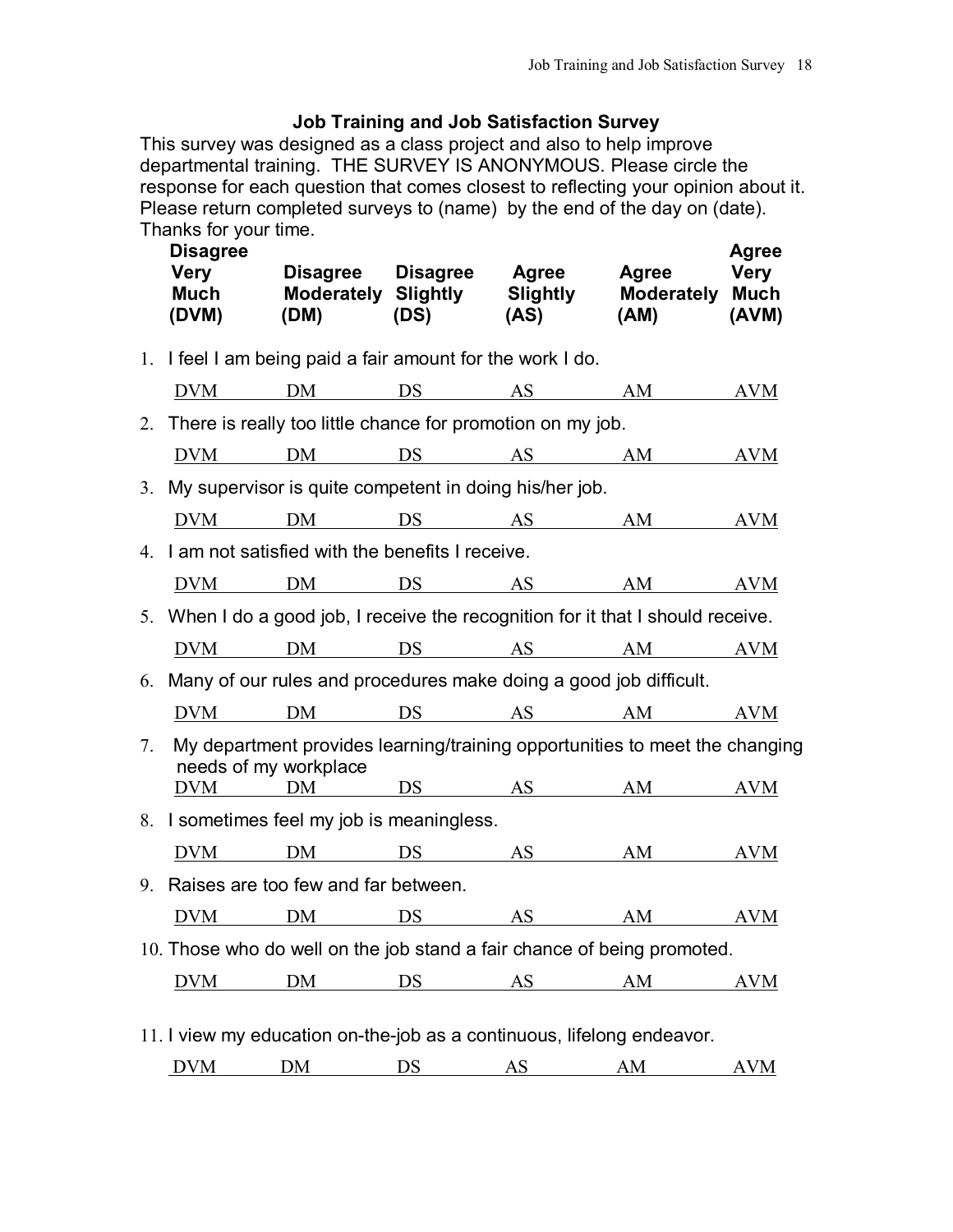### Job Training and Job Satisfaction Survey

This survey was designed as a class project and also to help improve departmental training. THE SURVEY IS ANONYMOUS. Please circle the response for each question that comes closest to reflecting your opinion about it. Please return completed surveys to (name) by the end of the day on (date). Thanks for your time.

| Disagree Very Much (DVM) | Disagree Moderately (DM) | Disagree Slightly (DS) | Agree Slightly (AS) | Agree Moderately (AM) | Agree Very Much (AVM) |
|---|---|---|---|---|---|

1. I feel I am being paid a fair amount for the work I do.

   DVM DM DS AS AM AVM

2. There is really too little chance for promotion on my job.

   DVM DM DS AS AM AVM

3. My supervisor is quite competent in doing his/her job.

   DVM DM DS AS AM AVM

4. I am not satisfied with the benefits I receive.

   DVM DM DS AS AM AVM

5. When I do a good job, I receive the recognition for it that I should receive.

   DVM DM DS AS AM AVM

6. Many of our rules and procedures make doing a good job difficult.

   DVM DM DS AS AM AVM

7. My department provides learning/training opportunities to meet the changing needs of my workplace

   DVM DM DS AS AM AVM

8. I sometimes feel my job is meaningless.

   DVM DM DS AS AM AVM

9. Raises are too few and far between.

   DVM DM DS AS AM AVM

10. Those who do well on the job stand a fair chance of being promoted.

    DVM DM DS AS AM AVM

11. I view my education on-the-job as a continuous, lifelong endeavor.

    DVM DM DS AS AM AVM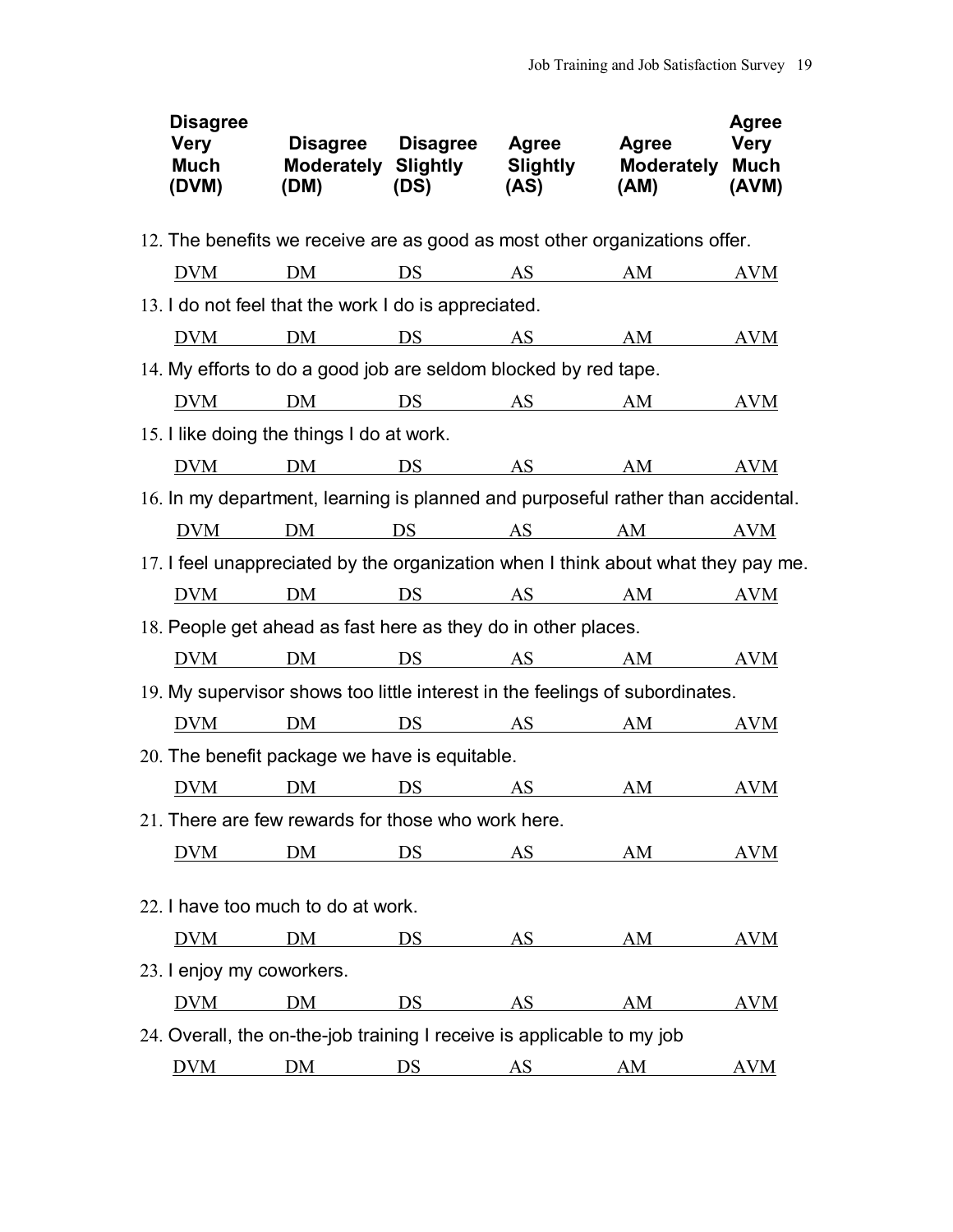| Disagree Very Much (DVM) | Disagree Moderately (DM) | Disagree Slightly (DS) | Agree Slightly (AS) | Agree Moderately (AM) | Agree Very Much (AVM) |
|---|---|---|---|---|---|

12. The benefits we receive are as good as most other organizations offer.

    DVM DM DS AS AM AVM

13. I do not feel that the work I do is appreciated.

    DVM DM DS AS AM AVM

14. My efforts to do a good job are seldom blocked by red tape.

    DVM DM DS AS AM AVM

15. I like doing the things I do at work.

    DVM DM DS AS AM AVM

16. In my department, learning is planned and purposeful rather than accidental.

    DVM DM DS AS AM AVM

17. I feel unappreciated by the organization when I think about what they pay me.

    DVM DM DS AS AM AVM

18. People get ahead as fast here as they do in other places.

    DVM DM DS AS AM AVM

19. My supervisor shows too little interest in the feelings of subordinates.

    DVM DM DS AS AM AVM

20. The benefit package we have is equitable.

    DVM DM DS AS AM AVM

21. There are few rewards for those who work here.

    DVM DM DS AS AM AVM

22. I have too much to do at work.

    DVM DM DS AS AM AVM

23. I enjoy my coworkers.

    DVM DM DS AS AM AVM

24. Overall, the on-the-job training I receive is applicable to my job

    DVM DM DS AS AM AVM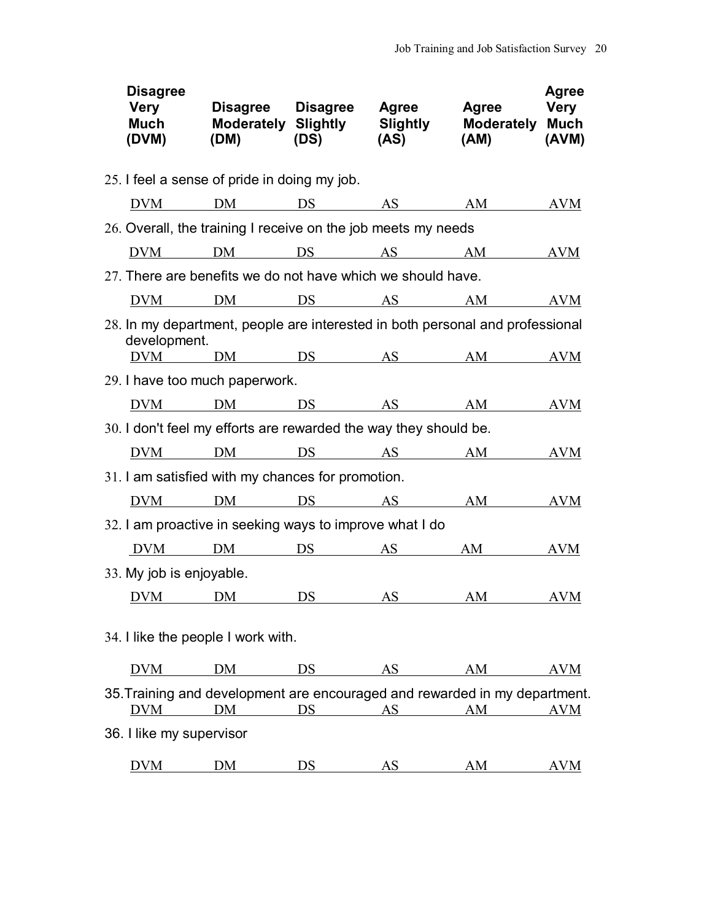| Disagree Very Much (DVM) | Disagree Moderately (DM) | Disagree Slightly (DS) | Agree Slightly (AS) | Agree Moderately (AM) | Agree Very Much (AVM) |
|---|---|---|---|---|---|

25. I feel a sense of pride in doing my job.

    DVM DM DS AS AM AVM

26. Overall, the training I receive on the job meets my needs

    DVM DM DS AS AM AVM

27. There are benefits we do not have which we should have.

    DVM DM DS AS AM AVM

28. In my department, people are interested in both personal and professional development.

    DVM DM DS AS AM AVM

29. I have too much paperwork.

    DVM DM DS AS AM AVM

30. I don't feel my efforts are rewarded the way they should be.

    DVM DM DS AS AM AVM

31. I am satisfied with my chances for promotion.

    DVM DM DS AS AM AVM

32. I am proactive in seeking ways to improve what I do

    DVM DM DS AS AM AVM

33. My job is enjoyable.

    DVM DM DS AS AM AVM

34. I like the people I work with.

    DVM DM DS AS AM AVM

35. Training and development are encouraged and rewarded in my department.

    DVM DM DS AS AM AVM

36. I like my supervisor

    DVM DM DS AS AM AVM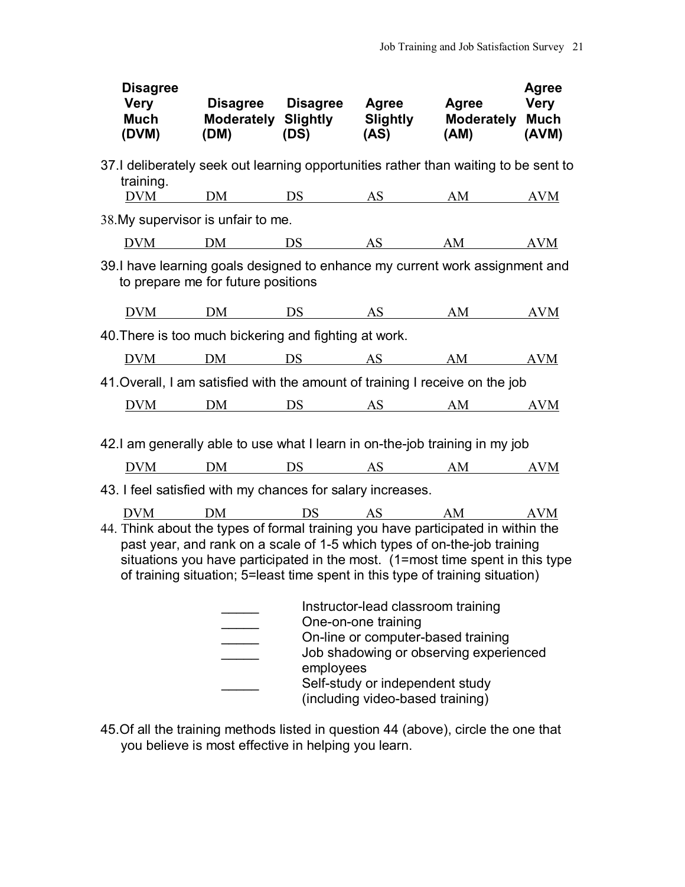| Disagree Very Much (DVM) | Disagree Moderately (DM) | Disagree Slightly (DS) | Agree Slightly (AS) | Agree Moderately (AM) | Agree Very Much (AVM) |
|---|---|---|---|---|---|

37. I deliberately seek out learning opportunities rather than waiting to be sent to training.

    DVM DM DS AS AM AVM

38. My supervisor is unfair to me.

    DVM DM DS AS AM AVM

39. I have learning goals designed to enhance my current work assignment and to prepare me for future positions

    DVM DM DS AS AM AVM

40. There is too much bickering and fighting at work.

    DVM DM DS AS AM AVM

41. Overall, I am satisfied with the amount of training I receive on the job

    DVM DM DS AS AM AVM

42. I am generally able to use what I learn in on-the-job training in my job

    DVM DM DS AS AM AVM

43. I feel satisfied with my chances for salary increases.

    DVM DM DS AS AM AVM

44. Think about the types of formal training you have participated in within the past year, and rank on a scale of 1-5 which types of on-the-job training situations you have participated in the most. (1=most time spent in this type of training situation; 5=least time spent in this type of training situation)

    _____ Instructor-lead classroom training
    _____ One-on-one training
    _____ On-line or computer-based training
    _____ Job shadowing or observing experienced employees
    _____ Self-study or independent study (including video-based training)

45. Of all the training methods listed in question 44 (above), circle the one that you believe is most effective in helping you learn.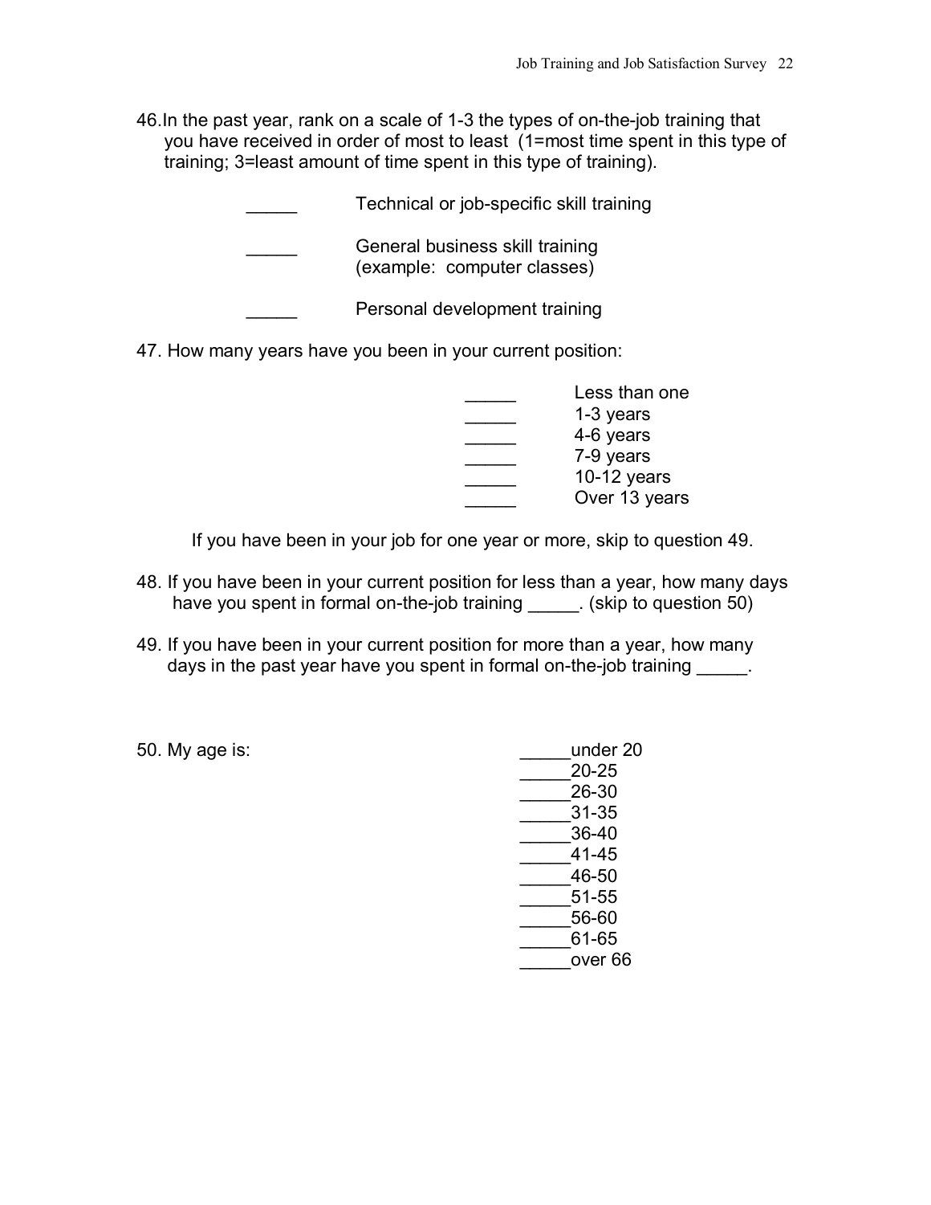46. In the past year, rank on a scale of 1-3 the types of on-the-job training that you have received in order of most to least (1=most time spent in this type of training; 3=least amount of time spent in this type of training).

_____ Technical or job-specific skill training

_____ General business skill training (example: computer classes)

_____ Personal development training

47. How many years have you been in your current position:

_____ Less than one
_____ 1-3 years
_____ 4-6 years
_____ 7-9 years
_____ 10-12 years
_____ Over 13 years

If you have been in your job for one year or more, skip to question 49.

48. If you have been in your current position for less than a year, how many days have you spent in formal on-the-job training _____. (skip to question 50)

49. If you have been in your current position for more than a year, how many days in the past year have you spent in formal on-the-job training _____.

50. My age is:

_____under 20
_____20-25
_____26-30
_____31-35
_____36-40
_____41-45
_____46-50
_____51-55
_____56-60
_____61-65
_____over 66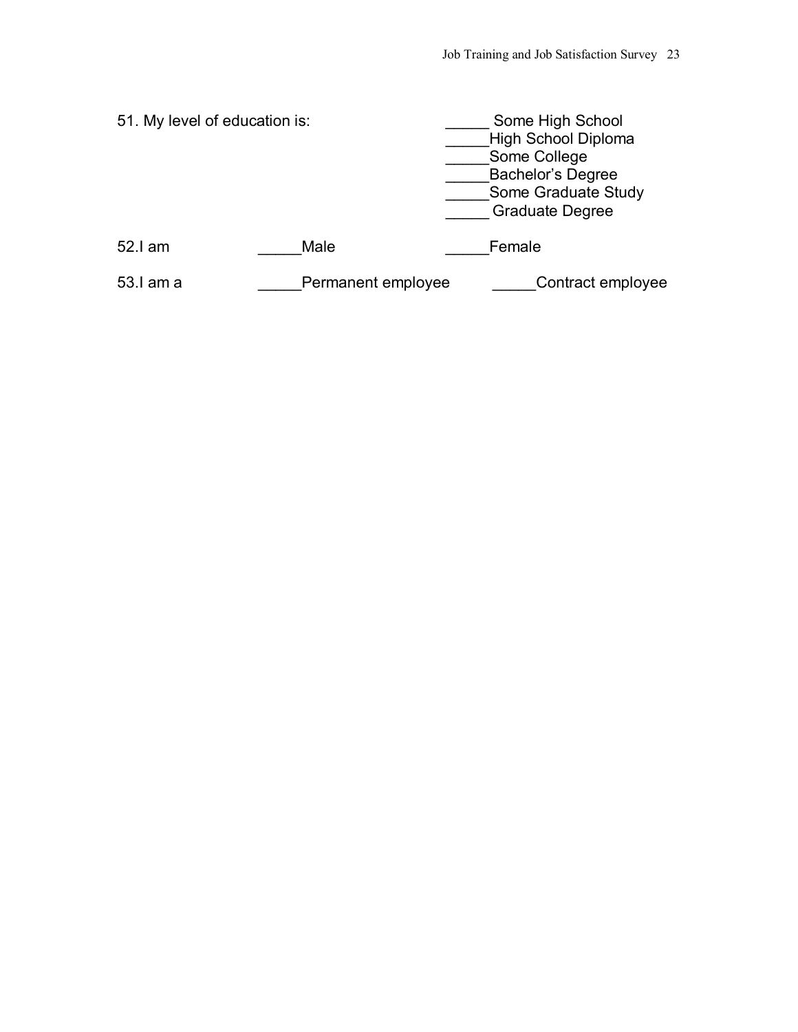51. My level of education is:

_____ Some High School
_____High School Diploma
_____Some College
_____Bachelor's Degree
_____Some Graduate Study
_____ Graduate Degree

52.I am _____Male _____Female

53.I am a _____Permanent employee _____Contract employee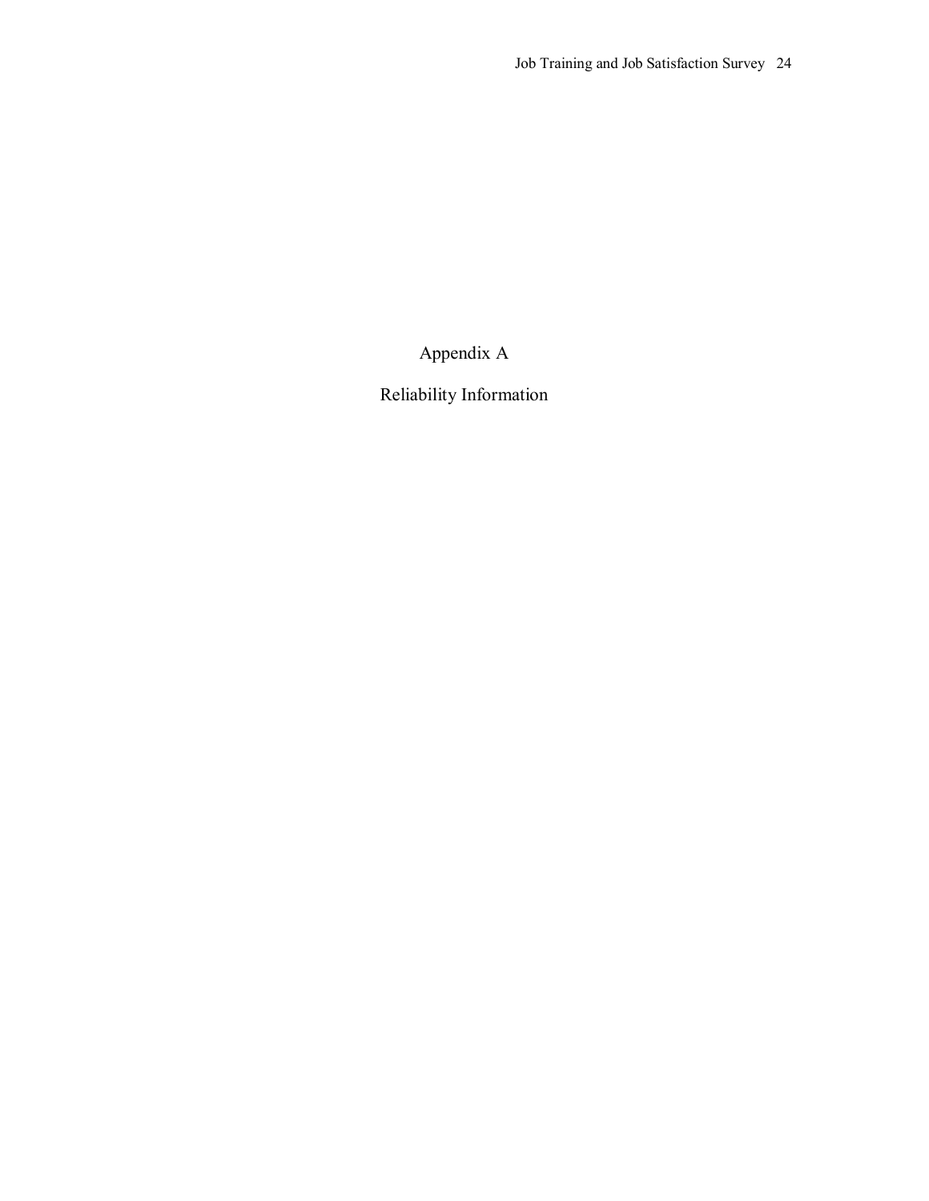# Appendix A

## Reliability Information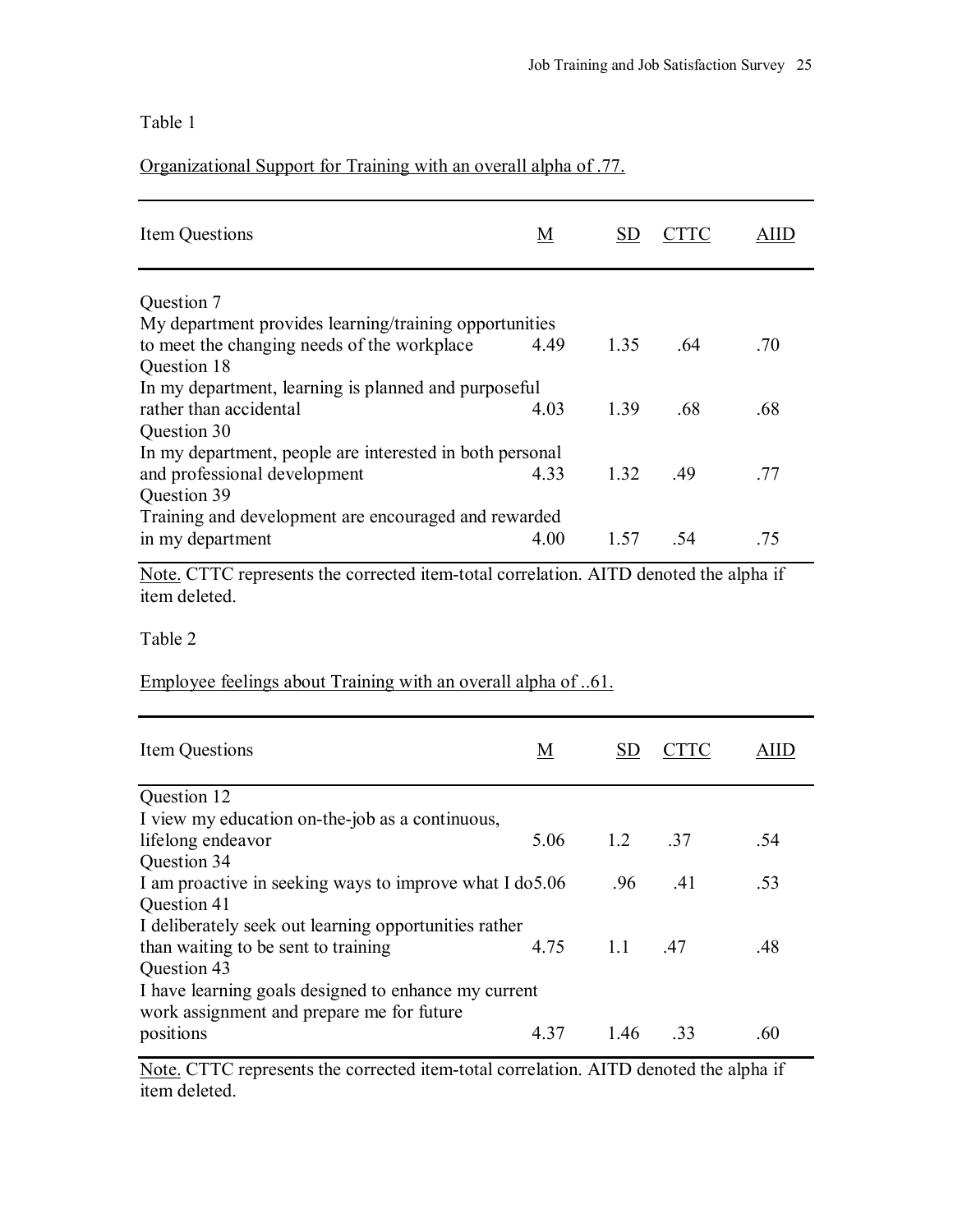Table 1

Organizational Support for Training with an overall alpha of .77.

| Item Questions | M | SD | CTTC | AIID |
| --- | --- | --- | --- | --- |
| Question 7<br>My department provides learning/training opportunities to meet the changing needs of the workplace | 4.49 | 1.35 | .64 | .70 |
| Question 18<br>In my department, learning is planned and purposeful rather than accidental | 4.03 | 1.39 | .68 | .68 |
| Question 30<br>In my department, people are interested in both personal and professional development | 4.33 | 1.32 | .49 | .77 |
| Question 39<br>Training and development are encouraged and rewarded in my department | 4.00 | 1.57 | .54 | .75 |

Note. CTTC represents the corrected item-total correlation. AITD denoted the alpha if item deleted.

Table 2

Employee feelings about Training with an overall alpha of ..61.

| Item Questions | M | SD | CTTC | AIID |
| --- | --- | --- | --- | --- |
| Question 12<br>I view my education on-the-job as a continuous, lifelong endeavor | 5.06 | 1.2 | .37 | .54 |
| Question 34<br>I am proactive in seeking ways to improve what I do | 5.06 | .96 | .41 | .53 |
| Question 41<br>I deliberately seek out learning opportunities rather than waiting to be sent to training | 4.75 | 1.1 | .47 | .48 |
| Question 43<br>I have learning goals designed to enhance my current work assignment and prepare me for future positions | 4.37 | 1.46 | .33 | .60 |

Note. CTTC represents the corrected item-total correlation. AITD denoted the alpha if item deleted.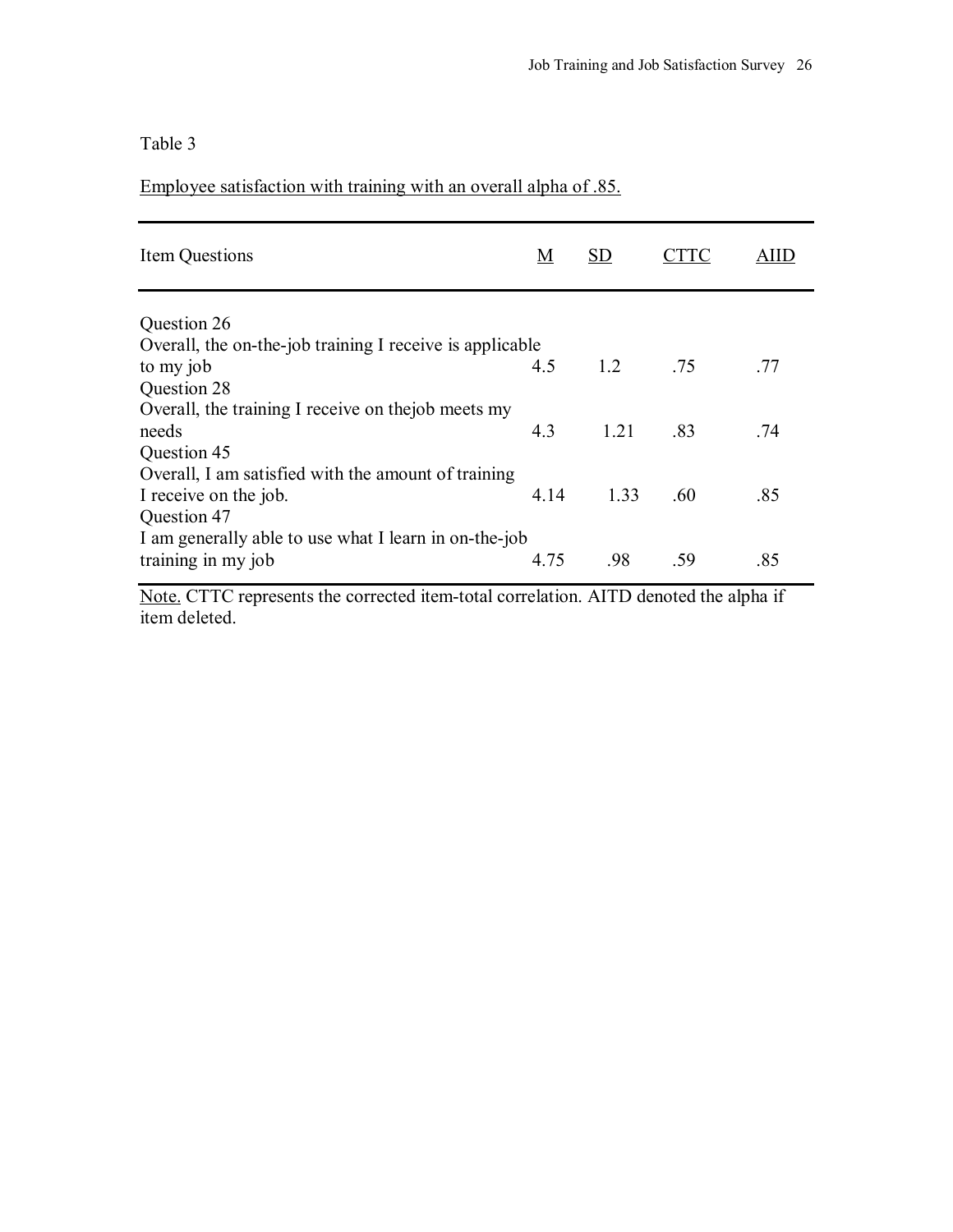Table 3

Employee satisfaction with training with an overall alpha of .85.

| Item Questions | M | SD | CTTC | AIID |
|---|---|---|---|---|
| Question 26<br>Overall, the on-the-job training I receive is applicable to my job | 4.5 | 1.2 | .75 | .77 |
| Question 28<br>Overall, the training I receive on thejob meets my needs | 4.3 | 1.21 | .83 | .74 |
| Question 45<br>Overall, I am satisfied with the amount of training I receive on the job. | 4.14 | 1.33 | .60 | .85 |
| Question 47<br>I am generally able to use what I learn in on-the-job training in my job | 4.75 | .98 | .59 | .85 |

Note. CTTC represents the corrected item-total correlation. AITD denoted the alpha if item deleted.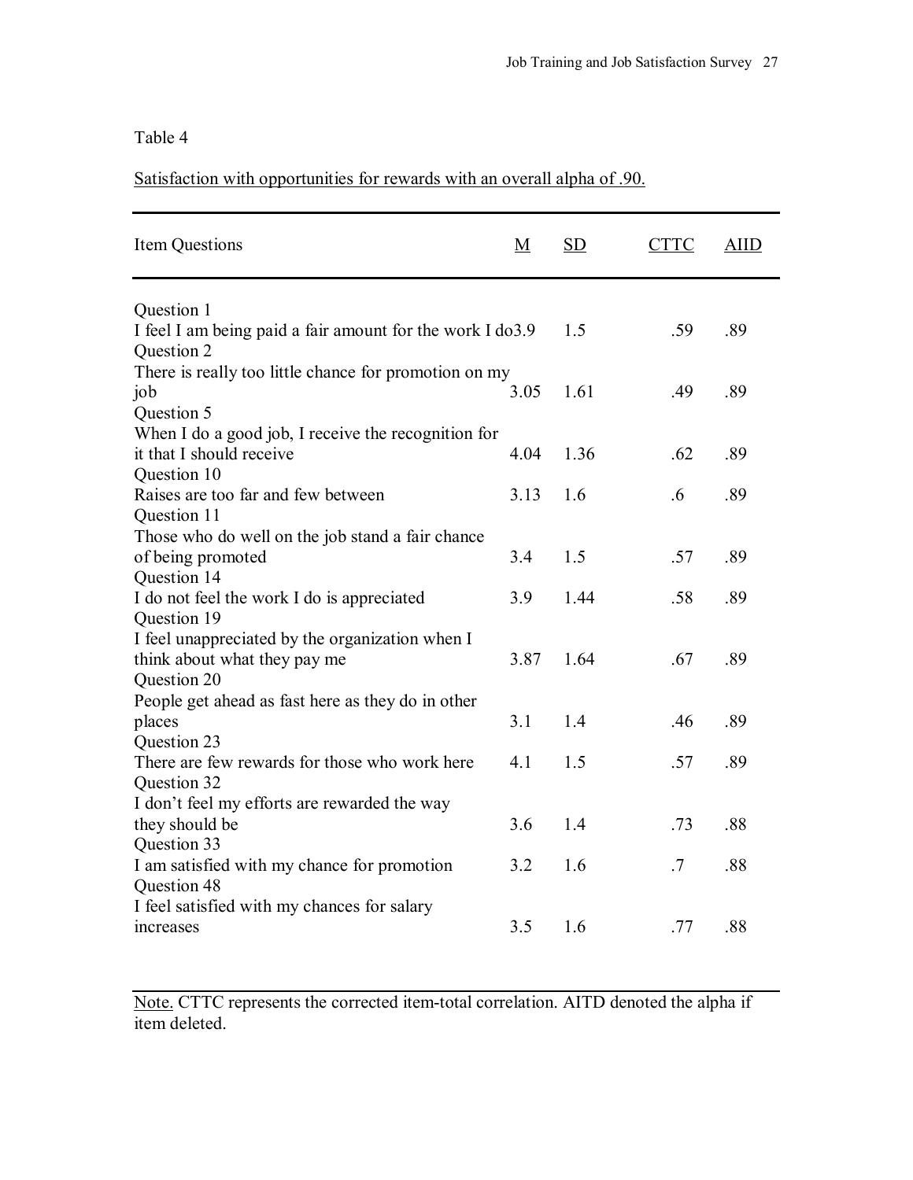Table 4

Satisfaction with opportunities for rewards with an overall alpha of .90.

| Item Questions | M | SD | CTTC | AIID |
|---|---|---|---|---|
| Question 1<br>I feel I am being paid a fair amount for the work I do | 3.9 | 1.5 | .59 | .89 |
| Question 2<br>There is really too little chance for promotion on my job | 3.05 | 1.61 | .49 | .89 |
| Question 5<br>When I do a good job, I receive the recognition for it that I should receive | 4.04 | 1.36 | .62 | .89 |
| Question 10<br>Raises are too far and few between | 3.13 | 1.6 | .6 | .89 |
| Question 11<br>Those who do well on the job stand a fair chance of being promoted | 3.4 | 1.5 | .57 | .89 |
| Question 14<br>I do not feel the work I do is appreciated | 3.9 | 1.44 | .58 | .89 |
| Question 19<br>I feel unappreciated by the organization when I think about what they pay me | 3.87 | 1.64 | .67 | .89 |
| Question 20<br>People get ahead as fast here as they do in other places | 3.1 | 1.4 | .46 | .89 |
| Question 23<br>There are few rewards for those who work here | 4.1 | 1.5 | .57 | .89 |
| Question 32<br>I don't feel my efforts are rewarded the way they should be | 3.6 | 1.4 | .73 | .88 |
| Question 33<br>I am satisfied with my chance for promotion | 3.2 | 1.6 | .7 | .88 |
| Question 48<br>I feel satisfied with my chances for salary increases | 3.5 | 1.6 | .77 | .88 |

Note. CTTC represents the corrected item-total correlation. AITD denoted the alpha if item deleted.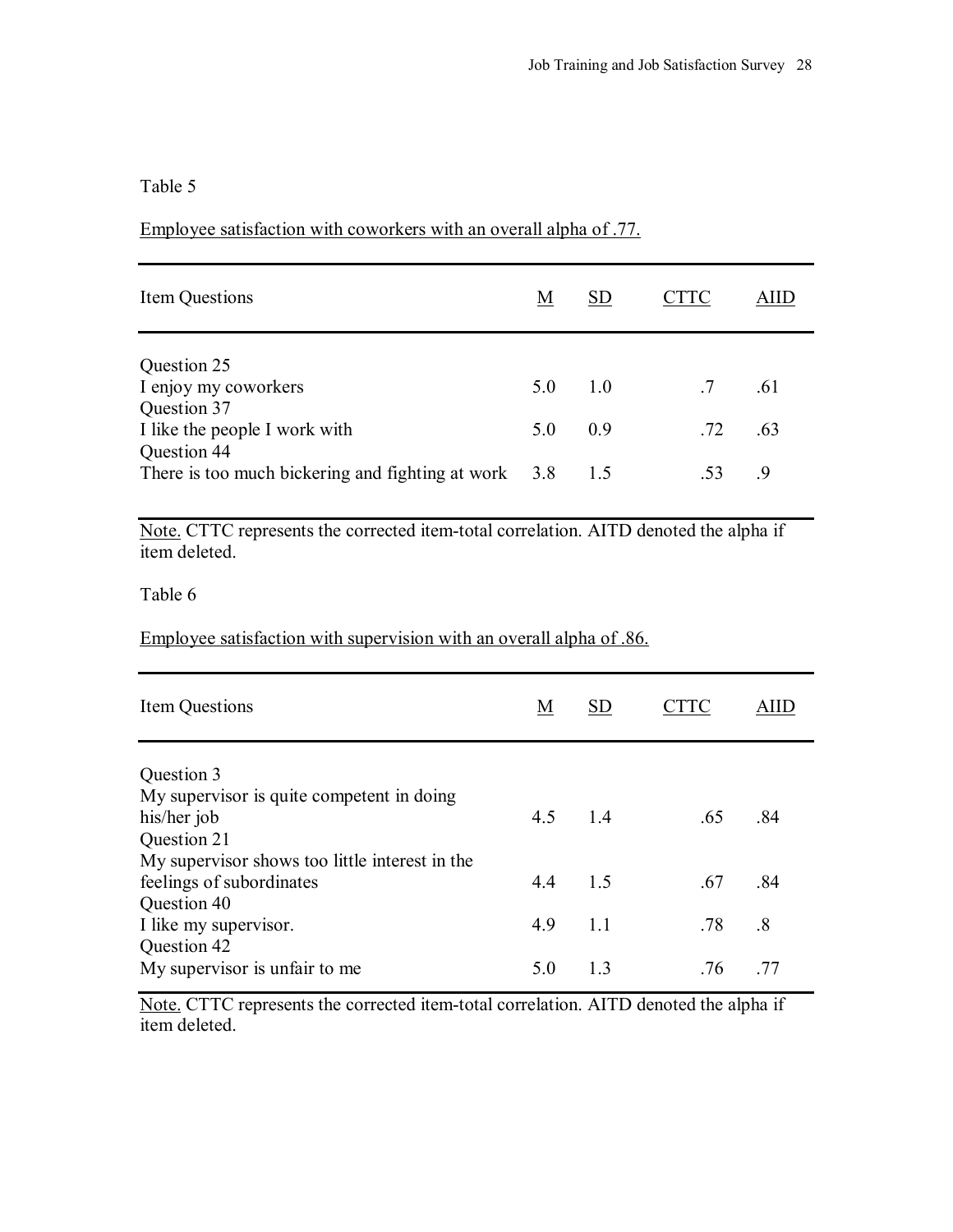Table 5

Employee satisfaction with coworkers with an overall alpha of .77.

| Item Questions | M | SD | CTTC | AIID |
|---|---|---|---|---|
| Question 25<br>I enjoy my coworkers | 5.0 | 1.0 | .7 | .61 |
| Question 37<br>I like the people I work with | 5.0 | 0.9 | .72 | .63 |
| Question 44<br>There is too much bickering and fighting at work | 3.8 | 1.5 | .53 | .9 |

Note. CTTC represents the corrected item-total correlation. AITD denoted the alpha if item deleted.

Table 6

Employee satisfaction with supervision with an overall alpha of .86.

| Item Questions | M | SD | CTTC | AIID |
|---|---|---|---|---|
| Question 3<br>My supervisor is quite competent in doing his/her job | 4.5 | 1.4 | .65 | .84 |
| Question 21<br>My supervisor shows too little interest in the feelings of subordinates | 4.4 | 1.5 | .67 | .84 |
| Question 40<br>I like my supervisor. | 4.9 | 1.1 | .78 | .8 |
| Question 42<br>My supervisor is unfair to me | 5.0 | 1.3 | .76 | .77 |

Note. CTTC represents the corrected item-total correlation. AITD denoted the alpha if item deleted.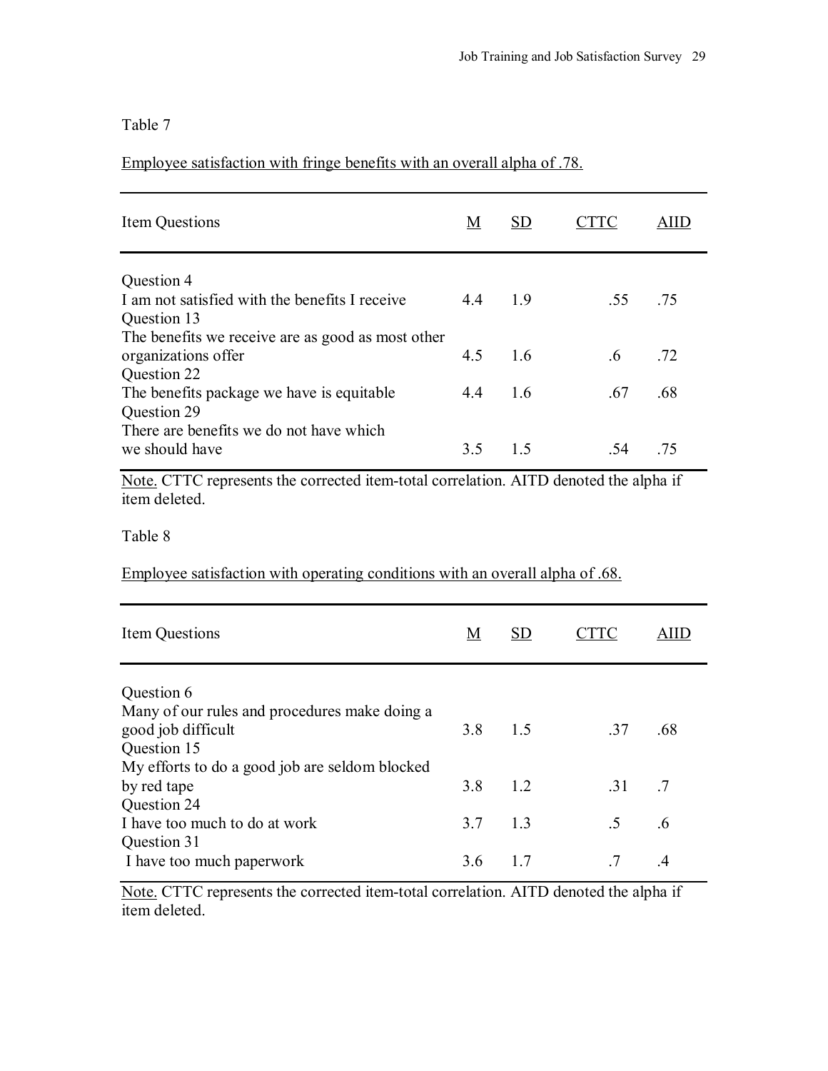Table 7

Employee satisfaction with fringe benefits with an overall alpha of .78.

| Item Questions | M | SD | CTTC | AIID |
|---|---|---|---|---|
| Question 4<br>I am not satisfied with the benefits I receive | 4.4 | 1.9 | .55 | .75 |
| Question 13<br>The benefits we receive are as good as most other organizations offer | 4.5 | 1.6 | .6 | .72 |
| Question 22<br>The benefits package we have is equitable | 4.4 | 1.6 | .67 | .68 |
| Question 29<br>There are benefits we do not have which we should have | 3.5 | 1.5 | .54 | .75 |

Note. CTTC represents the corrected item-total correlation. AITD denoted the alpha if item deleted.

Table 8

Employee satisfaction with operating conditions with an overall alpha of .68.

| Item Questions | M | SD | CTTC | AIID |
|---|---|---|---|---|
| Question 6<br>Many of our rules and procedures make doing a good job difficult | 3.8 | 1.5 | .37 | .68 |
| Question 15<br>My efforts to do a good job are seldom blocked by red tape | 3.8 | 1.2 | .31 | .7 |
| Question 24<br>I have too much to do at work | 3.7 | 1.3 | .5 | .6 |
| Question 31<br>I have too much paperwork | 3.6 | 1.7 | .7 | .4 |

Note. CTTC represents the corrected item-total correlation. AITD denoted the alpha if item deleted.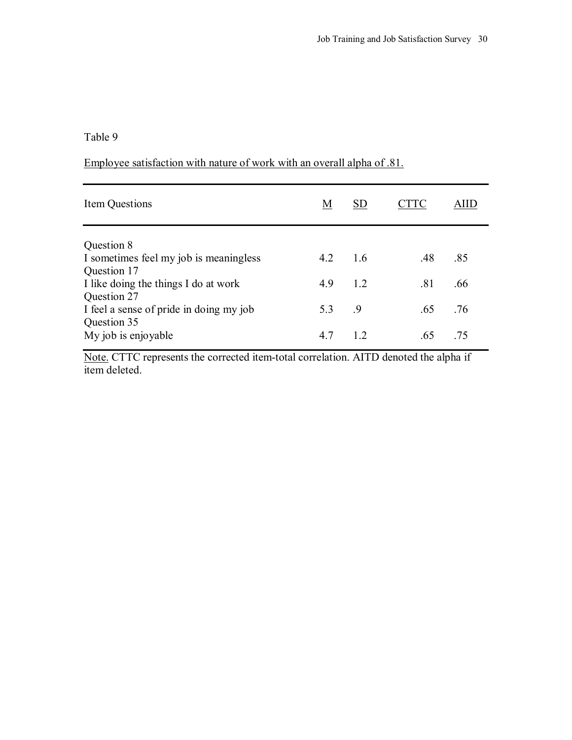Table 9

Employee satisfaction with nature of work with an overall alpha of .81.

| Item Questions | M | SD | CTTC | AIID |
|---|---|---|---|---|
| Question 8<br>I sometimes feel my job is meaningless | 4.2 | 1.6 | .48 | .85 |
| Question 17<br>I like doing the things I do at work | 4.9 | 1.2 | .81 | .66 |
| Question 27<br>I feel a sense of pride in doing my job | 5.3 | .9 | .65 | .76 |
| Question 35<br>My job is enjoyable | 4.7 | 1.2 | .65 | .75 |

Note. CTTC represents the corrected item-total correlation. AITD denoted the alpha if item deleted.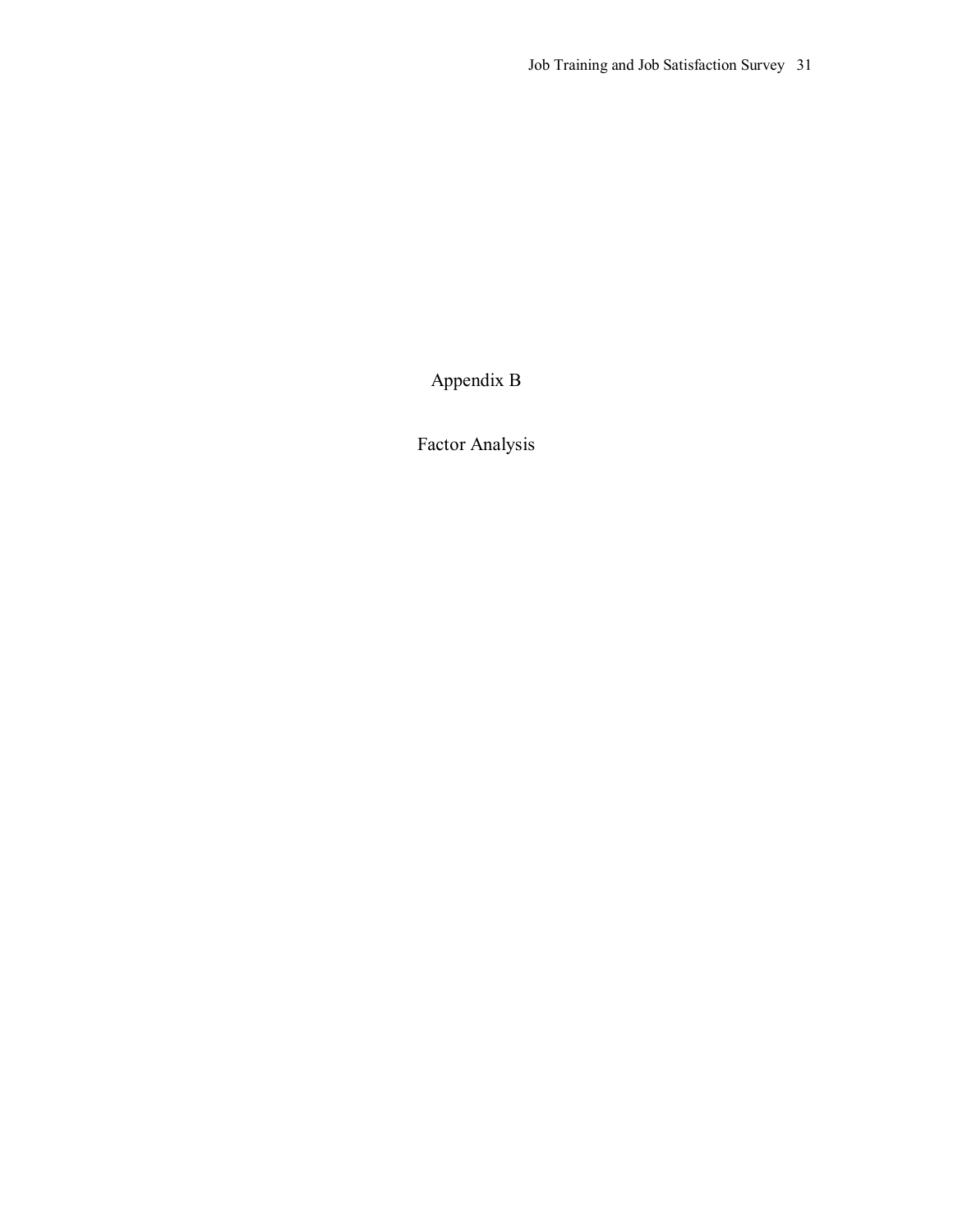# Appendix B

## Factor Analysis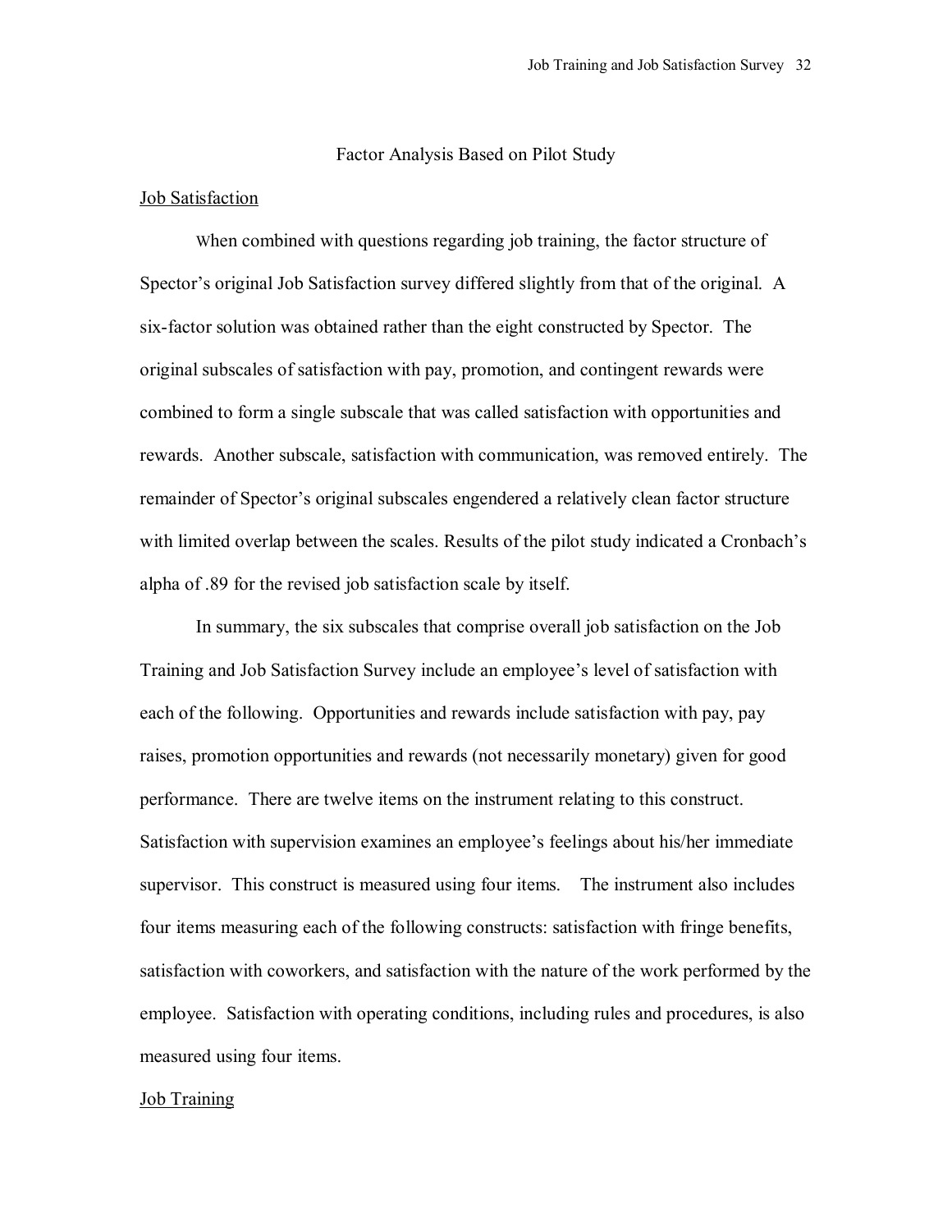## Factor Analysis Based on Pilot Study

### Job Satisfaction

When combined with questions regarding job training, the factor structure of Spector's original Job Satisfaction survey differed slightly from that of the original. A six-factor solution was obtained rather than the eight constructed by Spector. The original subscales of satisfaction with pay, promotion, and contingent rewards were combined to form a single subscale that was called satisfaction with opportunities and rewards. Another subscale, satisfaction with communication, was removed entirely. The remainder of Spector's original subscales engendered a relatively clean factor structure with limited overlap between the scales. Results of the pilot study indicated a Cronbach's alpha of .89 for the revised job satisfaction scale by itself.

In summary, the six subscales that comprise overall job satisfaction on the Job Training and Job Satisfaction Survey include an employee's level of satisfaction with each of the following. Opportunities and rewards include satisfaction with pay, pay raises, promotion opportunities and rewards (not necessarily monetary) given for good performance. There are twelve items on the instrument relating to this construct. Satisfaction with supervision examines an employee's feelings about his/her immediate supervisor. This construct is measured using four items. The instrument also includes four items measuring each of the following constructs: satisfaction with fringe benefits, satisfaction with coworkers, and satisfaction with the nature of the work performed by the employee. Satisfaction with operating conditions, including rules and procedures, is also measured using four items.

### Job Training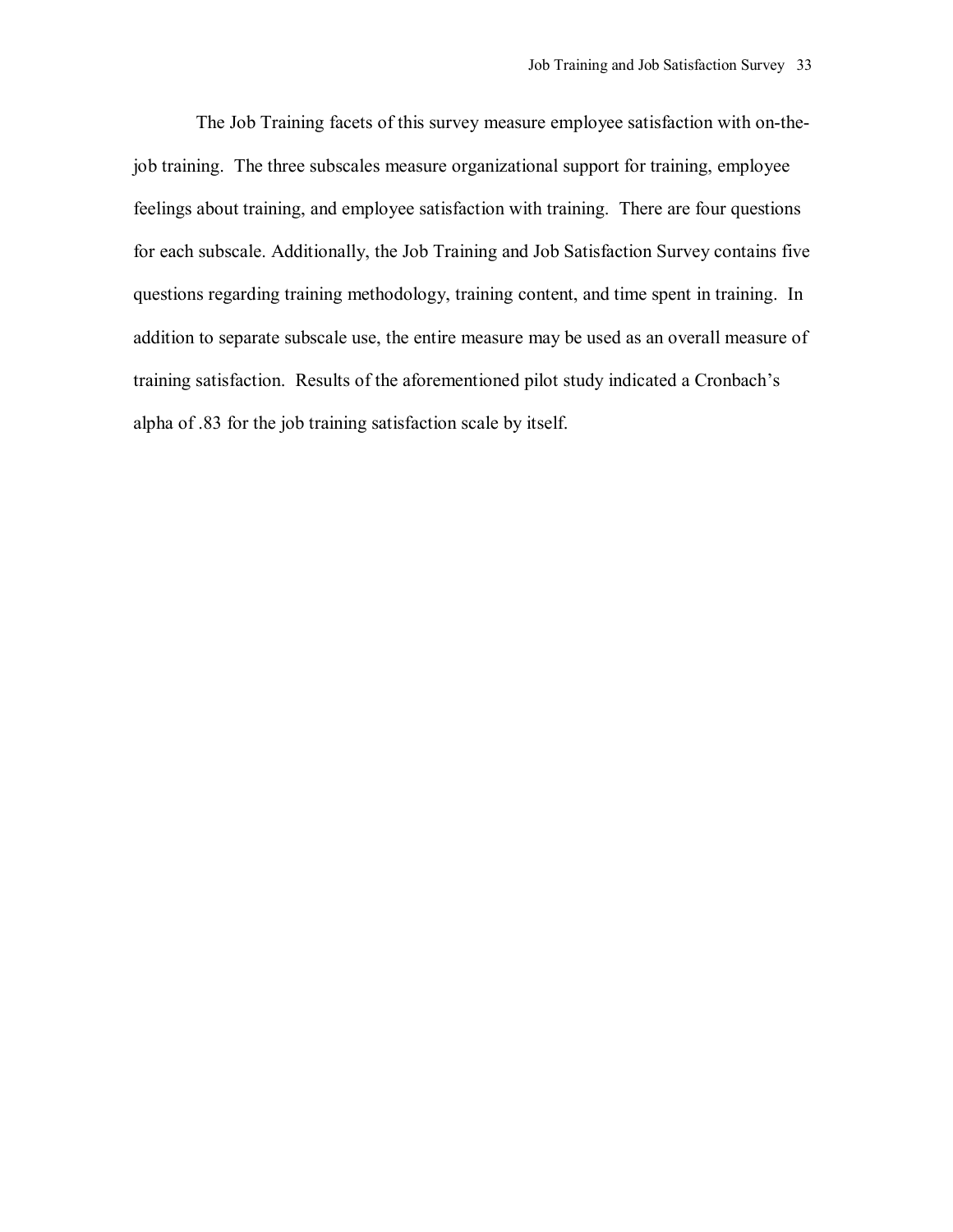The Job Training facets of this survey measure employee satisfaction with on-the-job training. The three subscales measure organizational support for training, employee feelings about training, and employee satisfaction with training. There are four questions for each subscale. Additionally, the Job Training and Job Satisfaction Survey contains five questions regarding training methodology, training content, and time spent in training. In addition to separate subscale use, the entire measure may be used as an overall measure of training satisfaction. Results of the aforementioned pilot study indicated a Cronbach's alpha of .83 for the job training satisfaction scale by itself.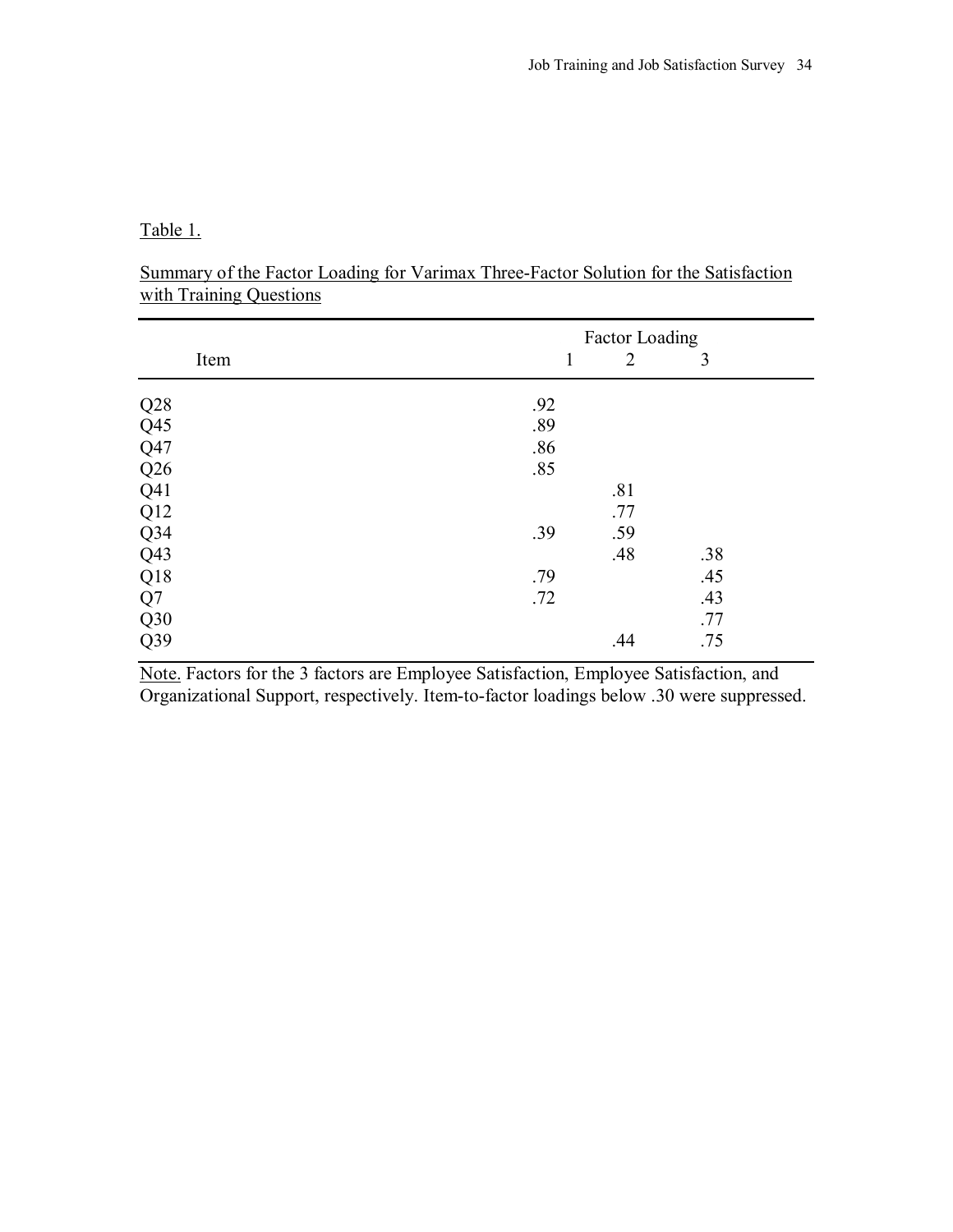Table 1.

Summary of the Factor Loading for Varimax Three-Factor Solution for the Satisfaction with Training Questions

| Item | Factor Loading 1 | 2 | 3 |
|---|---|---|---|
| Q28 | .92 | | |
| Q45 | .89 | | |
| Q47 | .86 | | |
| Q26 | .85 | | |
| Q41 | | .81 | |
| Q12 | | .77 | |
| Q34 | .39 | .59 | |
| Q43 | | .48 | .38 |
| Q18 | .79 | | .45 |
| Q7 | .72 | | .43 |
| Q30 | | | .77 |
| Q39 | | .44 | .75 |

Note. Factors for the 3 factors are Employee Satisfaction, Employee Satisfaction, and Organizational Support, respectively. Item-to-factor loadings below .30 were suppressed.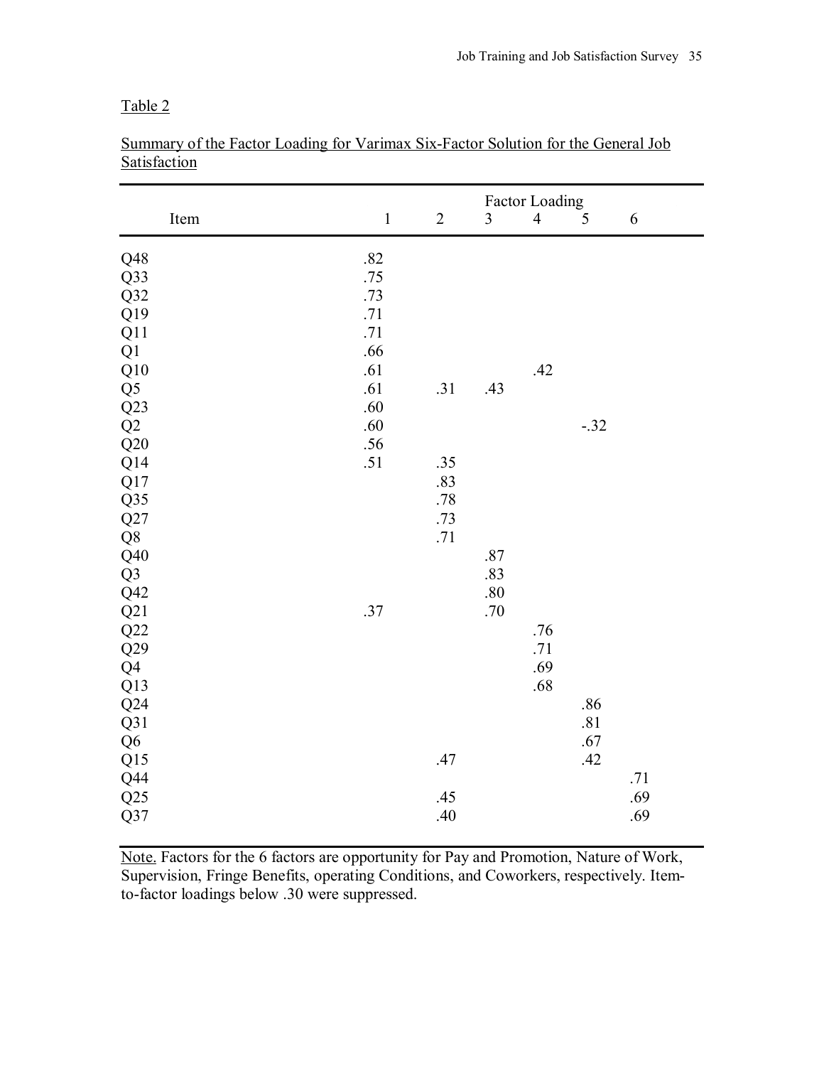Table 2

Summary of the Factor Loading for Varimax Six-Factor Solution for the General Job Satisfaction

| Item | Factor Loading | | | | | |
|---|---|---|---|---|---|---|
| | 1 | 2 | 3 | 4 | 5 | 6 |
| Q48 | .82 | | | | | |
| Q33 | .75 | | | | | |
| Q32 | .73 | | | | | |
| Q19 | .71 | | | | | |
| Q11 | .71 | | | | | |
| Q1 | .66 | | | | | |
| Q10 | .61 | | | .42 | | |
| Q5 | .61 | .31 | .43 | | | |
| Q23 | .60 | | | | | |
| Q2 | .60 | | | | -.32 | |
| Q20 | .56 | | | | | |
| Q14 | .51 | .35 | | | | |
| Q17 | | .83 | | | | |
| Q35 | | .78 | | | | |
| Q27 | | .73 | | | | |
| Q8 | | .71 | | | | |
| Q40 | | | .87 | | | |
| Q3 | | | .83 | | | |
| Q42 | | | .80 | | | |
| Q21 | .37 | | .70 | | | |
| Q22 | | | | .76 | | |
| Q29 | | | | .71 | | |
| Q4 | | | | .69 | | |
| Q13 | | | | .68 | | |
| Q24 | | | | | .86 | |
| Q31 | | | | | .81 | |
| Q6 | | | | | .67 | |
| Q15 | | .47 | | | .42 | |
| Q44 | | | | | | .71 |
| Q25 | | .45 | | | | .69 |
| Q37 | | .40 | | | | .69 |

Note. Factors for the 6 factors are opportunity for Pay and Promotion, Nature of Work, Supervision, Fringe Benefits, operating Conditions, and Coworkers, respectively. Item-to-factor loadings below .30 were suppressed.